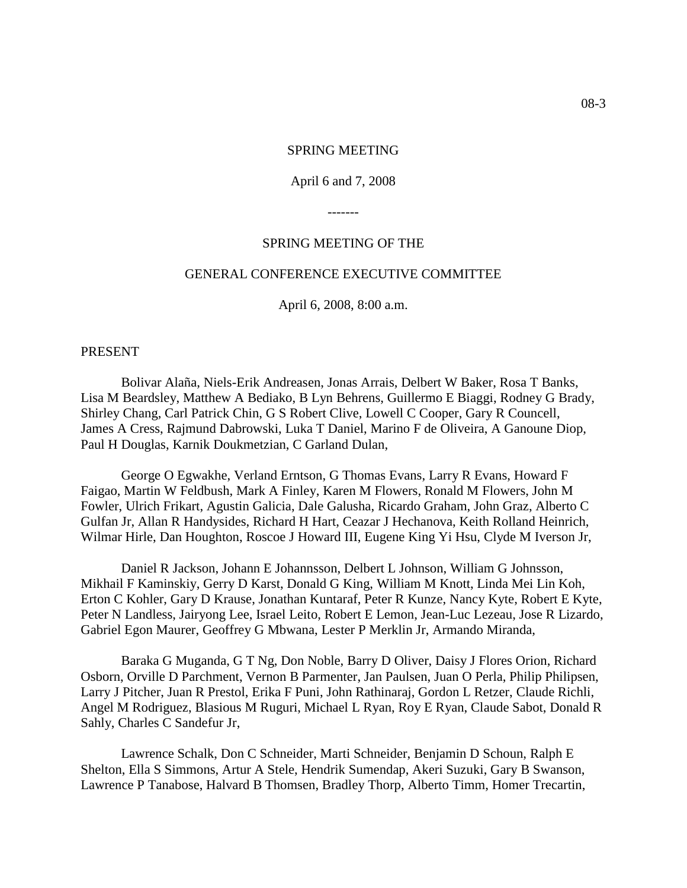08-3

SPRING MEETING

April 6 and 7, 2008

-------

SPRING MEETING OF THE

GENERAL CONFERENCE EXECUTIVE COMMITTEE

April 6, 2008, 8:00 a.m.

PRESENT

Bolivar Alaña, Niels-Erik Andreasen, Jonas Arrais, Delbert W Baker, Rosa T Banks, Lisa M Beardsley, Matthew A Bediako, B Lyn Behrens, Guillermo E Biaggi, Rodney G Brady, Shirley Chang, Carl Patrick Chin, G S Robert Clive, Lowell C Cooper, Gary R Councell, James A Cress, Rajmund Dabrowski, Luka T Daniel, Marino F de Oliveira, A Ganoune Diop, Paul H Douglas, Karnik Doukmetzian, C Garland Dulan,

George O Egwakhe, Verland Erntson, G Thomas Evans, Larry R Evans, Howard F Faigao, Martin W Feldbush, Mark A Finley, Karen M Flowers, Ronald M Flowers, John M Fowler, Ulrich Frikart, Agustin Galicia, Dale Galusha, Ricardo Graham, John Graz, Alberto C Gulfan Jr, Allan R Handysides, Richard H Hart, Ceazar J Hechanova, Keith Rolland Heinrich, Wilmar Hirle, Dan Houghton, Roscoe J Howard III, Eugene King Yi Hsu, Clyde M Iverson Jr,

Daniel R Jackson, Johann E Johannsson, Delbert L Johnson, William G Johnsson, Mikhail F Kaminskiy, Gerry D Karst, Donald G King, William M Knott, Linda Mei Lin Koh, Erton C Kohler, Gary D Krause, Jonathan Kuntaraf, Peter R Kunze, Nancy Kyte, Robert E Kyte, Peter N Landless, Jairyong Lee, Israel Leito, Robert E Lemon, Jean-Luc Lezeau, Jose R Lizardo, Gabriel Egon Maurer, Geoffrey G Mbwana, Lester P Merklin Jr, Armando Miranda,

Baraka G Muganda, G T Ng, Don Noble, Barry D Oliver, Daisy J Flores Orion, Richard Osborn, Orville D Parchment, Vernon B Parmenter, Jan Paulsen, Juan O Perla, Philip Philipsen, Larry J Pitcher, Juan R Prestol, Erika F Puni, John Rathinaraj, Gordon L Retzer, Claude Richli, Angel M Rodriguez, Blasious M Ruguri, Michael L Ryan, Roy E Ryan, Claude Sabot, Donald R Sahly, Charles C Sandefur Jr,

Lawrence Schalk, Don C Schneider, Marti Schneider, Benjamin D Schoun, Ralph E Shelton, Ella S Simmons, Artur A Stele, Hendrik Sumendap, Akeri Suzuki, Gary B Swanson, Lawrence P Tanabose, Halvard B Thomsen, Bradley Thorp, Alberto Timm, Homer Trecartin,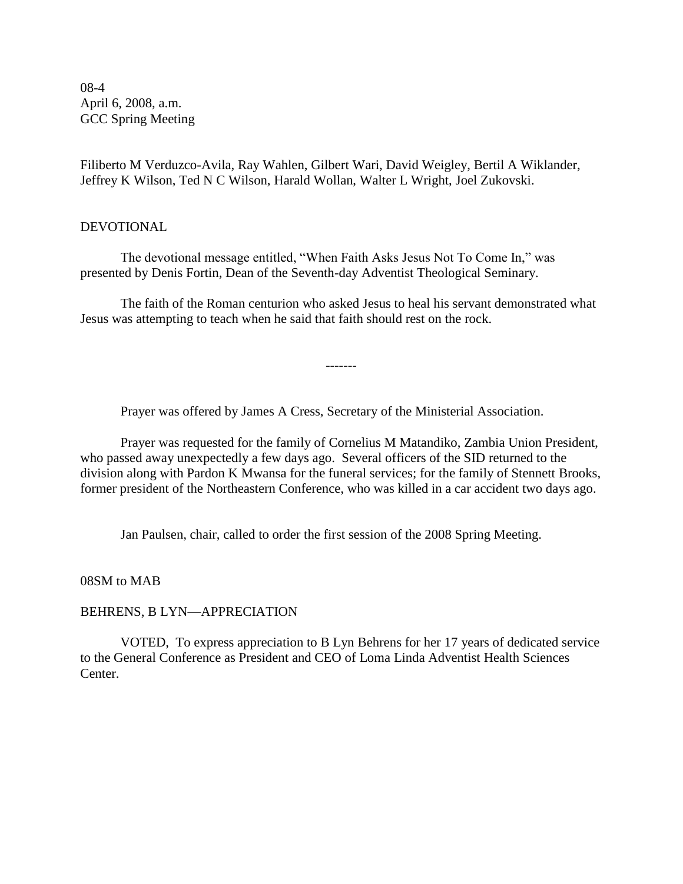08-4
April 6, 2008, a.m.
GCC Spring Meeting

Filiberto M Verduzco-Avila, Ray Wahlen, Gilbert Wari, David Weigley, Bertil A Wiklander, Jeffrey K Wilson, Ted N C Wilson, Harald Wollan, Walter L Wright, Joel Zukovski.

DEVOTIONAL

The devotional message entitled, "When Faith Asks Jesus Not To Come In," was presented by Denis Fortin, Dean of the Seventh-day Adventist Theological Seminary.

The faith of the Roman centurion who asked Jesus to heal his servant demonstrated what Jesus was attempting to teach when he said that faith should rest on the rock.

-------

Prayer was offered by James A Cress, Secretary of the Ministerial Association.

Prayer was requested for the family of Cornelius M Matandiko, Zambia Union President, who passed away unexpectedly a few days ago. Several officers of the SID returned to the division along with Pardon K Mwansa for the funeral services; for the family of Stennett Brooks, former president of the Northeastern Conference, who was killed in a car accident two days ago.

Jan Paulsen, chair, called to order the first session of the 2008 Spring Meeting.

08SM to MAB

BEHRENS, B LYN—APPRECIATION

VOTED, To express appreciation to B Lyn Behrens for her 17 years of dedicated service to the General Conference as President and CEO of Loma Linda Adventist Health Sciences Center.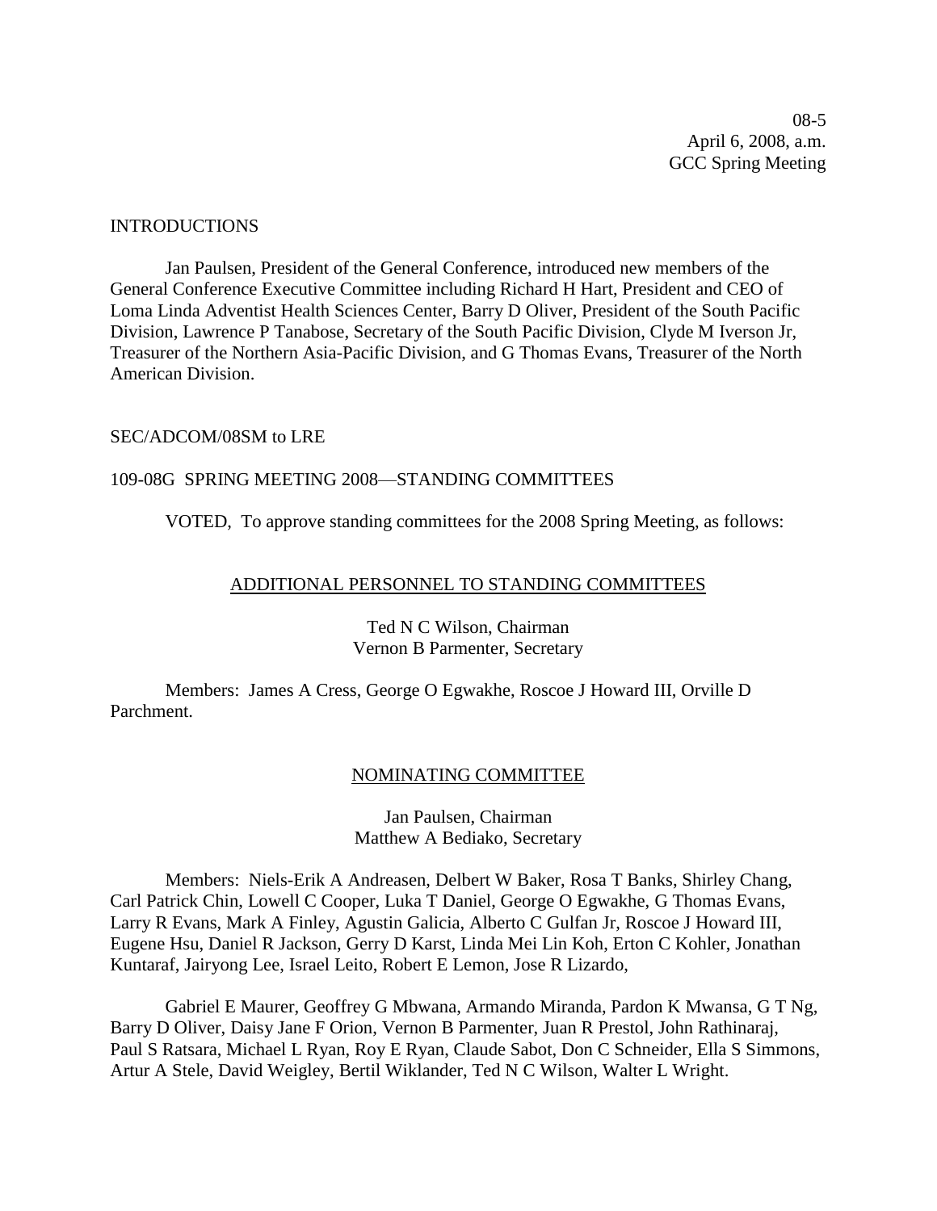08-5
April 6, 2008, a.m.
GCC Spring Meeting

INTRODUCTIONS

Jan Paulsen, President of the General Conference, introduced new members of the General Conference Executive Committee including Richard H Hart, President and CEO of Loma Linda Adventist Health Sciences Center, Barry D Oliver, President of the South Pacific Division, Lawrence P Tanabose, Secretary of the South Pacific Division, Clyde M Iverson Jr, Treasurer of the Northern Asia-Pacific Division, and G Thomas Evans, Treasurer of the North American Division.

SEC/ADCOM/08SM to LRE

109-08G SPRING MEETING 2008—STANDING COMMITTEES

VOTED, To approve standing committees for the 2008 Spring Meeting, as follows:

ADDITIONAL PERSONNEL TO STANDING COMMITTEES

Ted N C Wilson, Chairman
Vernon B Parmenter, Secretary

Members: James A Cress, George O Egwakhe, Roscoe J Howard III, Orville D Parchment.

NOMINATING COMMITTEE

Jan Paulsen, Chairman
Matthew A Bediako, Secretary

Members: Niels-Erik A Andreasen, Delbert W Baker, Rosa T Banks, Shirley Chang, Carl Patrick Chin, Lowell C Cooper, Luka T Daniel, George O Egwakhe, G Thomas Evans, Larry R Evans, Mark A Finley, Agustin Galicia, Alberto C Gulfan Jr, Roscoe J Howard III, Eugene Hsu, Daniel R Jackson, Gerry D Karst, Linda Mei Lin Koh, Erton C Kohler, Jonathan Kuntaraf, Jairyong Lee, Israel Leito, Robert E Lemon, Jose R Lizardo,

Gabriel E Maurer, Geoffrey G Mbwana, Armando Miranda, Pardon K Mwansa, G T Ng, Barry D Oliver, Daisy Jane F Orion, Vernon B Parmenter, Juan R Prestol, John Rathinaraj, Paul S Ratsara, Michael L Ryan, Roy E Ryan, Claude Sabot, Don C Schneider, Ella S Simmons, Artur A Stele, David Weigley, Bertil Wiklander, Ted N C Wilson, Walter L Wright.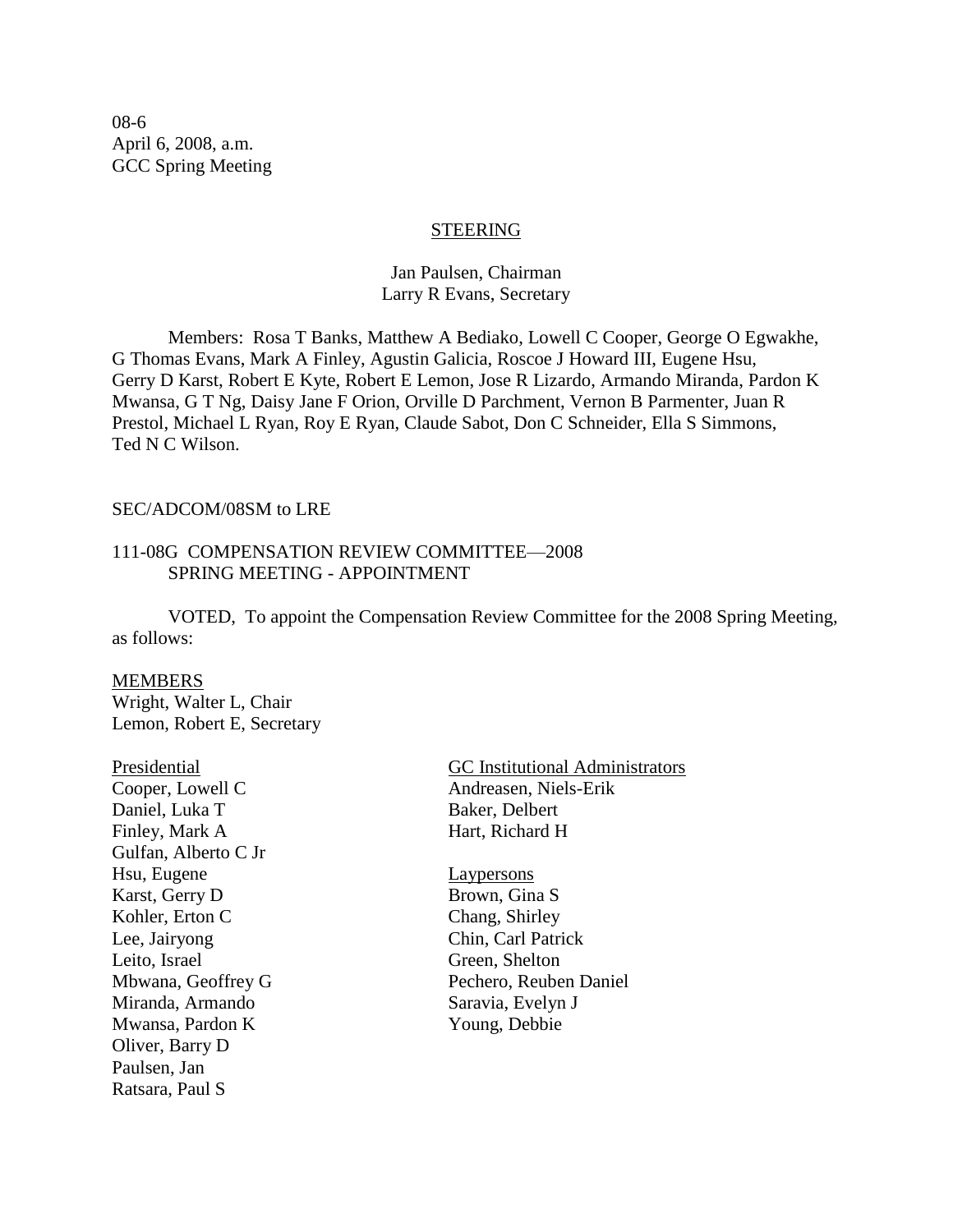08-6
April 6, 2008, a.m.
GCC Spring Meeting

## STEERING

Jan Paulsen, Chairman
Larry R Evans, Secretary

Members: Rosa T Banks, Matthew A Bediako, Lowell C Cooper, George O Egwakhe, G Thomas Evans, Mark A Finley, Agustin Galicia, Roscoe J Howard III, Eugene Hsu, Gerry D Karst, Robert E Kyte, Robert E Lemon, Jose R Lizardo, Armando Miranda, Pardon K Mwansa, G T Ng, Daisy Jane F Orion, Orville D Parchment, Vernon B Parmenter, Juan R Prestol, Michael L Ryan, Roy E Ryan, Claude Sabot, Don C Schneider, Ella S Simmons, Ted N C Wilson.

SEC/ADCOM/08SM to LRE

### 111-08G COMPENSATION REVIEW COMMITTEE—2008 SPRING MEETING - APPOINTMENT

VOTED, To appoint the Compensation Review Committee for the 2008 Spring Meeting, as follows:

MEMBERS
Wright, Walter L, Chair
Lemon, Robert E, Secretary

Presidential
Cooper, Lowell C
Daniel, Luka T
Finley, Mark A
Gulfan, Alberto C Jr
Hsu, Eugene
Karst, Gerry D
Kohler, Erton C
Lee, Jairyong
Leito, Israel
Mbwana, Geoffrey G
Miranda, Armando
Mwansa, Pardon K
Oliver, Barry D
Paulsen, Jan
Ratsara, Paul S

GC Institutional Administrators
Andreasen, Niels-Erik
Baker, Delbert
Hart, Richard H

Laypersons
Brown, Gina S
Chang, Shirley
Chin, Carl Patrick
Green, Shelton
Pechero, Reuben Daniel
Saravia, Evelyn J
Young, Debbie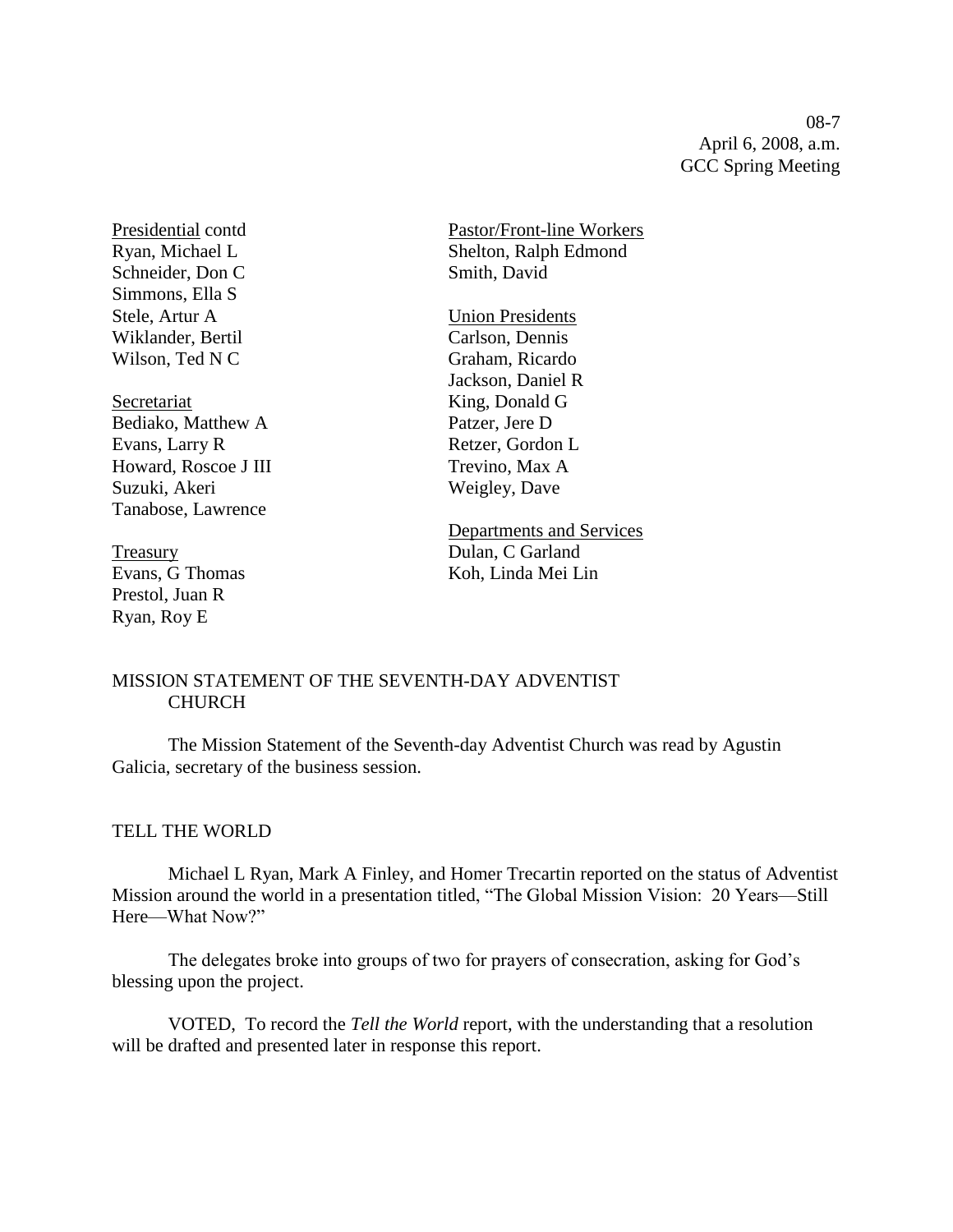Presidential contd
Ryan, Michael L
Schneider, Don C
Simmons, Ella S
Stele, Artur A
Wiklander, Bertil
Wilson, Ted N C

Secretariat
Bediako, Matthew A
Evans, Larry R
Howard, Roscoe J III
Suzuki, Akeri
Tanabose, Lawrence

Treasury
Evans, G Thomas
Prestol, Juan R
Ryan, Roy E

Pastor/Front-line Workers
Shelton, Ralph Edmond
Smith, David

Union Presidents
Carlson, Dennis
Graham, Ricardo
Jackson, Daniel R
King, Donald G
Patzer, Jere D
Retzer, Gordon L
Trevino, Max A
Weigley, Dave

Departments and Services
Dulan, C Garland
Koh, Linda Mei Lin

## MISSION STATEMENT OF THE SEVENTH-DAY ADVENTIST CHURCH

The Mission Statement of the Seventh-day Adventist Church was read by Agustin Galicia, secretary of the business session.

## TELL THE WORLD

Michael L Ryan, Mark A Finley, and Homer Trecartin reported on the status of Adventist Mission around the world in a presentation titled, "The Global Mission Vision: 20 Years—Still Here—What Now?"

The delegates broke into groups of two for prayers of consecration, asking for God's blessing upon the project.

VOTED, To record the *Tell the World* report, with the understanding that a resolution will be drafted and presented later in response this report.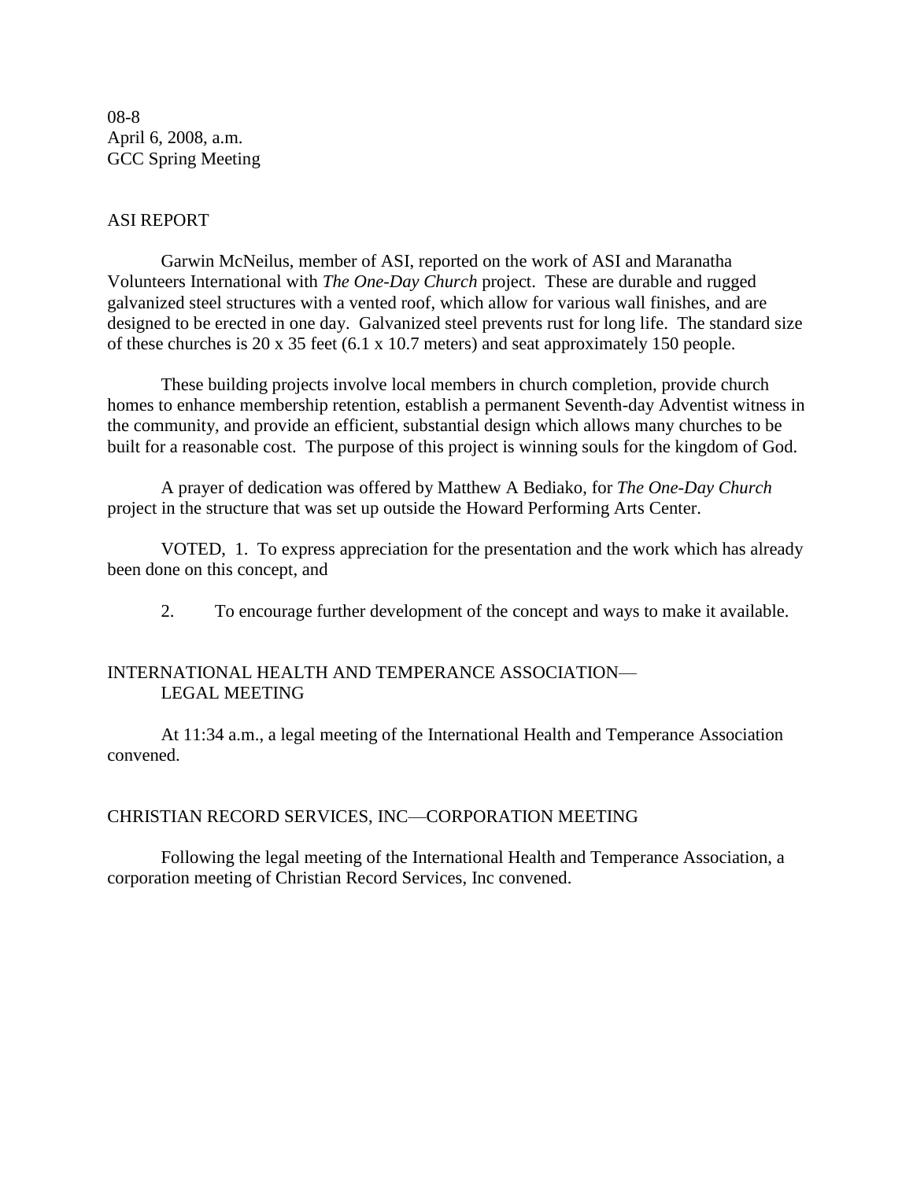08-8
April 6, 2008, a.m.
GCC Spring Meeting

## ASI REPORT

Garwin McNeilus, member of ASI, reported on the work of ASI and Maranatha Volunteers International with *The One-Day Church* project. These are durable and rugged galvanized steel structures with a vented roof, which allow for various wall finishes, and are designed to be erected in one day. Galvanized steel prevents rust for long life. The standard size of these churches is 20 x 35 feet (6.1 x 10.7 meters) and seat approximately 150 people.

These building projects involve local members in church completion, provide church homes to enhance membership retention, establish a permanent Seventh-day Adventist witness in the community, and provide an efficient, substantial design which allows many churches to be built for a reasonable cost. The purpose of this project is winning souls for the kingdom of God.

A prayer of dedication was offered by Matthew A Bediako, for *The One-Day Church* project in the structure that was set up outside the Howard Performing Arts Center.

VOTED, 1. To express appreciation for the presentation and the work which has already been done on this concept, and

2. To encourage further development of the concept and ways to make it available.

## INTERNATIONAL HEALTH AND TEMPERANCE ASSOCIATION— LEGAL MEETING

At 11:34 a.m., a legal meeting of the International Health and Temperance Association convened.

## CHRISTIAN RECORD SERVICES, INC—CORPORATION MEETING

Following the legal meeting of the International Health and Temperance Association, a corporation meeting of Christian Record Services, Inc convened.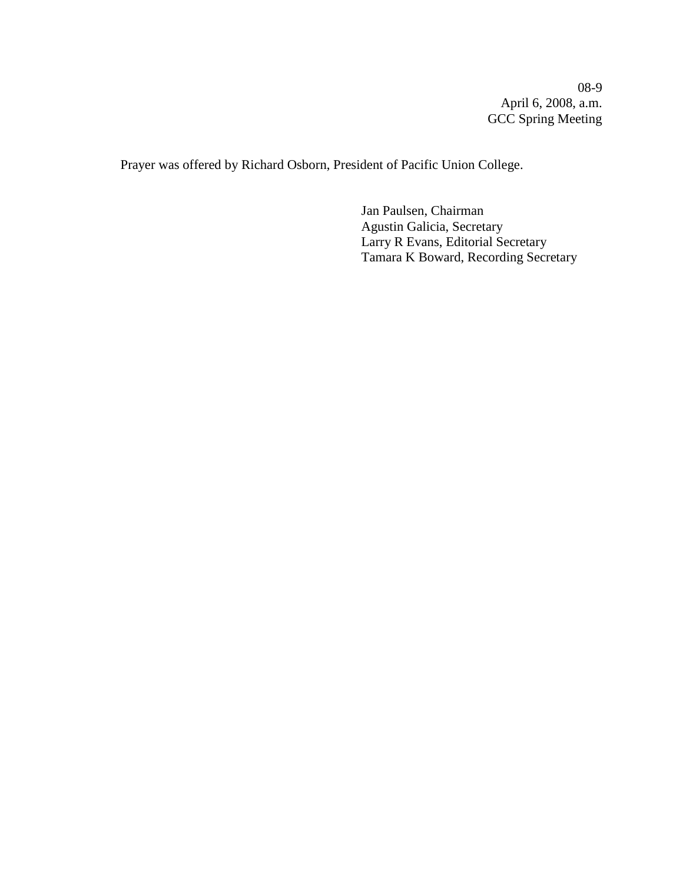08-9
April 6, 2008, a.m.
GCC Spring Meeting

Prayer was offered by Richard Osborn, President of Pacific Union College.

Jan Paulsen, Chairman
Agustin Galicia, Secretary
Larry R Evans, Editorial Secretary
Tamara K Boward, Recording Secretary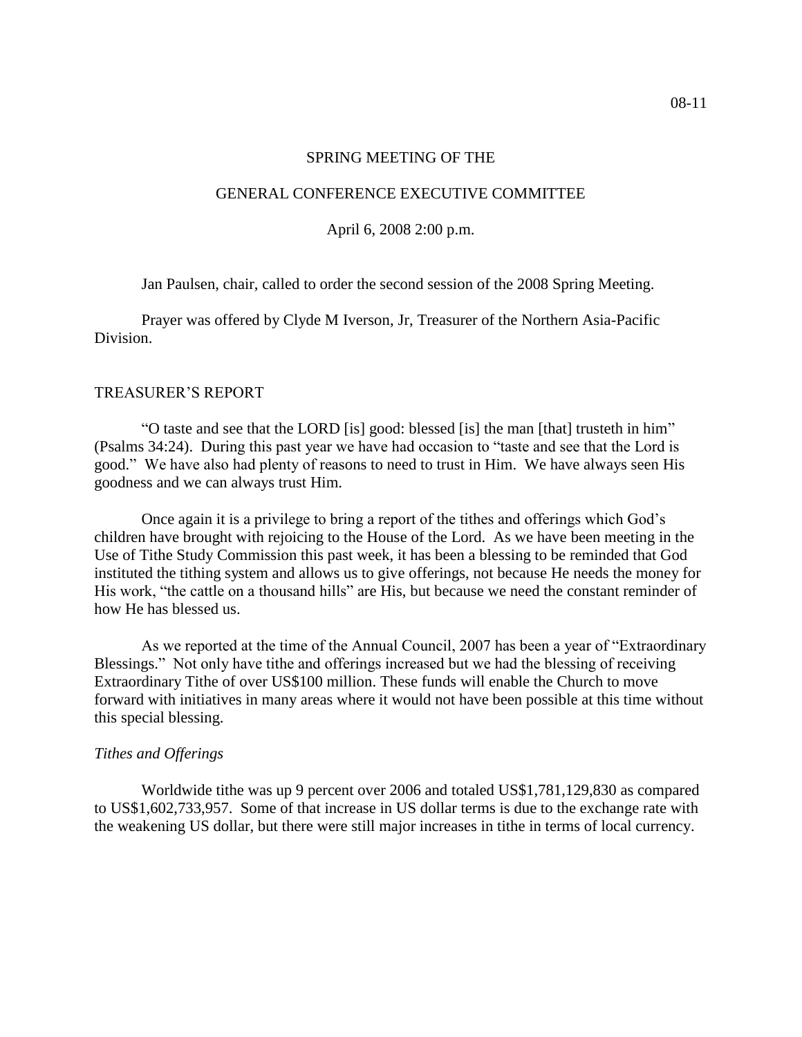08-11

SPRING MEETING OF THE

GENERAL CONFERENCE EXECUTIVE COMMITTEE

April 6, 2008 2:00 p.m.

Jan Paulsen, chair, called to order the second session of the 2008 Spring Meeting.

Prayer was offered by Clyde M Iverson, Jr, Treasurer of the Northern Asia-Pacific Division.

## TREASURER'S REPORT

"O taste and see that the LORD [is] good: blessed [is] the man [that] trusteth in him" (Psalms 34:24). During this past year we have had occasion to "taste and see that the Lord is good." We have also had plenty of reasons to need to trust in Him. We have always seen His goodness and we can always trust Him.

Once again it is a privilege to bring a report of the tithes and offerings which God's children have brought with rejoicing to the House of the Lord. As we have been meeting in the Use of Tithe Study Commission this past week, it has been a blessing to be reminded that God instituted the tithing system and allows us to give offerings, not because He needs the money for His work, "the cattle on a thousand hills" are His, but because we need the constant reminder of how He has blessed us.

As we reported at the time of the Annual Council, 2007 has been a year of "Extraordinary Blessings." Not only have tithe and offerings increased but we had the blessing of receiving Extraordinary Tithe of over US$100 million. These funds will enable the Church to move forward with initiatives in many areas where it would not have been possible at this time without this special blessing.

### *Tithes and Offerings*

Worldwide tithe was up 9 percent over 2006 and totaled US$1,781,129,830 as compared to US$1,602,733,957. Some of that increase in US dollar terms is due to the exchange rate with the weakening US dollar, but there were still major increases in tithe in terms of local currency.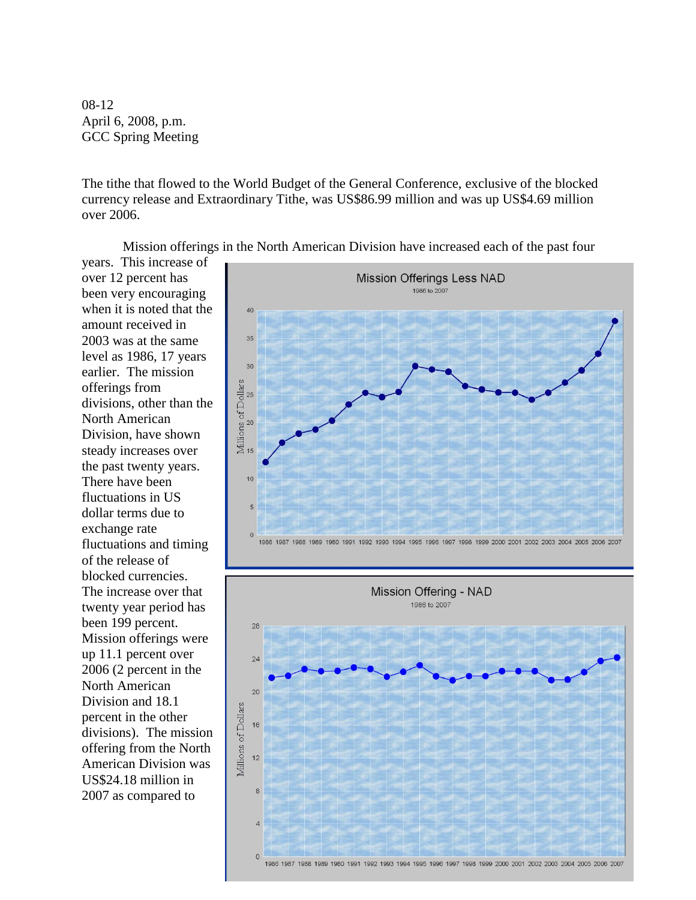08-12
April 6, 2008, p.m.
GCC Spring Meeting

The tithe that flowed to the World Budget of the General Conference, exclusive of the blocked currency release and Extraordinary Tithe, was US$86.99 million and was up US$4.69 million over 2006.

Mission offerings in the North American Division have increased each of the past four years. This increase of over 12 percent has been very encouraging when it is noted that the amount received in 2003 was at the same level as 1986, 17 years earlier. The mission offerings from divisions, other than the North American Division, have shown steady increases over the past twenty years. There have been fluctuations in US dollar terms due to exchange rate fluctuations and timing of the release of blocked currencies. The increase over that twenty year period has been 199 percent. Mission offerings were up 11.1 percent over 2006 (2 percent in the North American Division and 18.1 percent in the other divisions). The mission offering from the North American Division was US$24.18 million in 2007 as compared to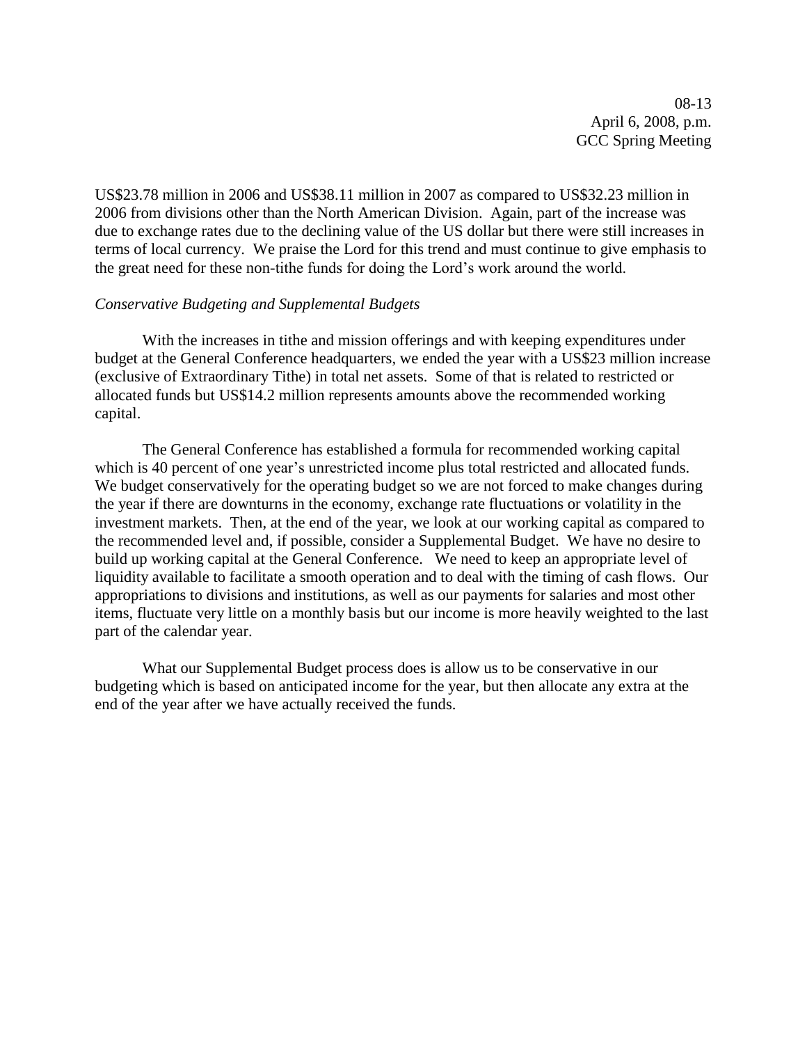US$23.78 million in 2006 and US$38.11 million in 2007 as compared to US$32.23 million in 2006 from divisions other than the North American Division. Again, part of the increase was due to exchange rates due to the declining value of the US dollar but there were still increases in terms of local currency. We praise the Lord for this trend and must continue to give emphasis to the great need for these non-tithe funds for doing the Lord's work around the world.

*Conservative Budgeting and Supplemental Budgets*

With the increases in tithe and mission offerings and with keeping expenditures under budget at the General Conference headquarters, we ended the year with a US$23 million increase (exclusive of Extraordinary Tithe) in total net assets. Some of that is related to restricted or allocated funds but US$14.2 million represents amounts above the recommended working capital.

The General Conference has established a formula for recommended working capital which is 40 percent of one year's unrestricted income plus total restricted and allocated funds. We budget conservatively for the operating budget so we are not forced to make changes during the year if there are downturns in the economy, exchange rate fluctuations or volatility in the investment markets. Then, at the end of the year, we look at our working capital as compared to the recommended level and, if possible, consider a Supplemental Budget. We have no desire to build up working capital at the General Conference. We need to keep an appropriate level of liquidity available to facilitate a smooth operation and to deal with the timing of cash flows. Our appropriations to divisions and institutions, as well as our payments for salaries and most other items, fluctuate very little on a monthly basis but our income is more heavily weighted to the last part of the calendar year.

What our Supplemental Budget process does is allow us to be conservative in our budgeting which is based on anticipated income for the year, but then allocate any extra at the end of the year after we have actually received the funds.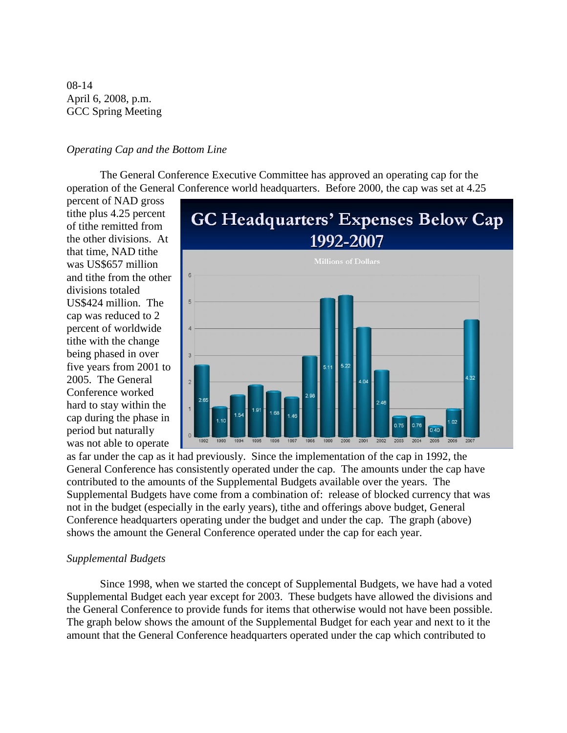08-14
April 6, 2008, p.m.
GCC Spring Meeting

*Operating Cap and the Bottom Line*

The General Conference Executive Committee has approved an operating cap for the operation of the General Conference world headquarters. Before 2000, the cap was set at 4.25 percent of NAD gross tithe plus 4.25 percent of tithe remitted from the other divisions. At that time, NAD tithe was US$657 million and tithe from the other divisions totaled US$424 million. The cap was reduced to 2 percent of worldwide tithe with the change being phased in over five years from 2001 to 2005. The General Conference worked hard to stay within the cap during the phase in period but naturally was not able to operate as far under the cap as it had previously. Since the implementation of the cap in 1992, the General Conference has consistently operated under the cap. The amounts under the cap have contributed to the amounts of the Supplemental Budgets available over the years. The Supplemental Budgets have come from a combination of: release of blocked currency that was not in the budget (especially in the early years), tithe and offerings above budget, General Conference headquarters operating under the budget and under the cap. The graph (above) shows the amount the General Conference operated under the cap for each year.

**GC Headquarters' Expenses Below Cap 1992-2007**

Millions of Dollars

| Year | Amount |
|---|---|
| 1992 | 2.65 |
| 1993 | 1.10 |
| 1994 | 1.54 |
| 1995 | 1.91 |
| 1996 | 1.68 |
| 1997 | 1.46 |
| 1998 | 2.98 |
| 1999 | 5.11 |
| 2000 | 5.22 |
| 2001 | 4.04 |
| 2002 | 2.46 |
| 2003 | 0.75 |
| 2004 | 0.76 |
| 2005 | 0.40 |
| 2006 | 1.02 |
| 2007 | 4.32 |

*Supplemental Budgets*

Since 1998, when we started the concept of Supplemental Budgets, we have had a voted Supplemental Budget each year except for 2003. These budgets have allowed the divisions and the General Conference to provide funds for items that otherwise would not have been possible. The graph below shows the amount of the Supplemental Budget for each year and next to it the amount that the General Conference headquarters operated under the cap which contributed to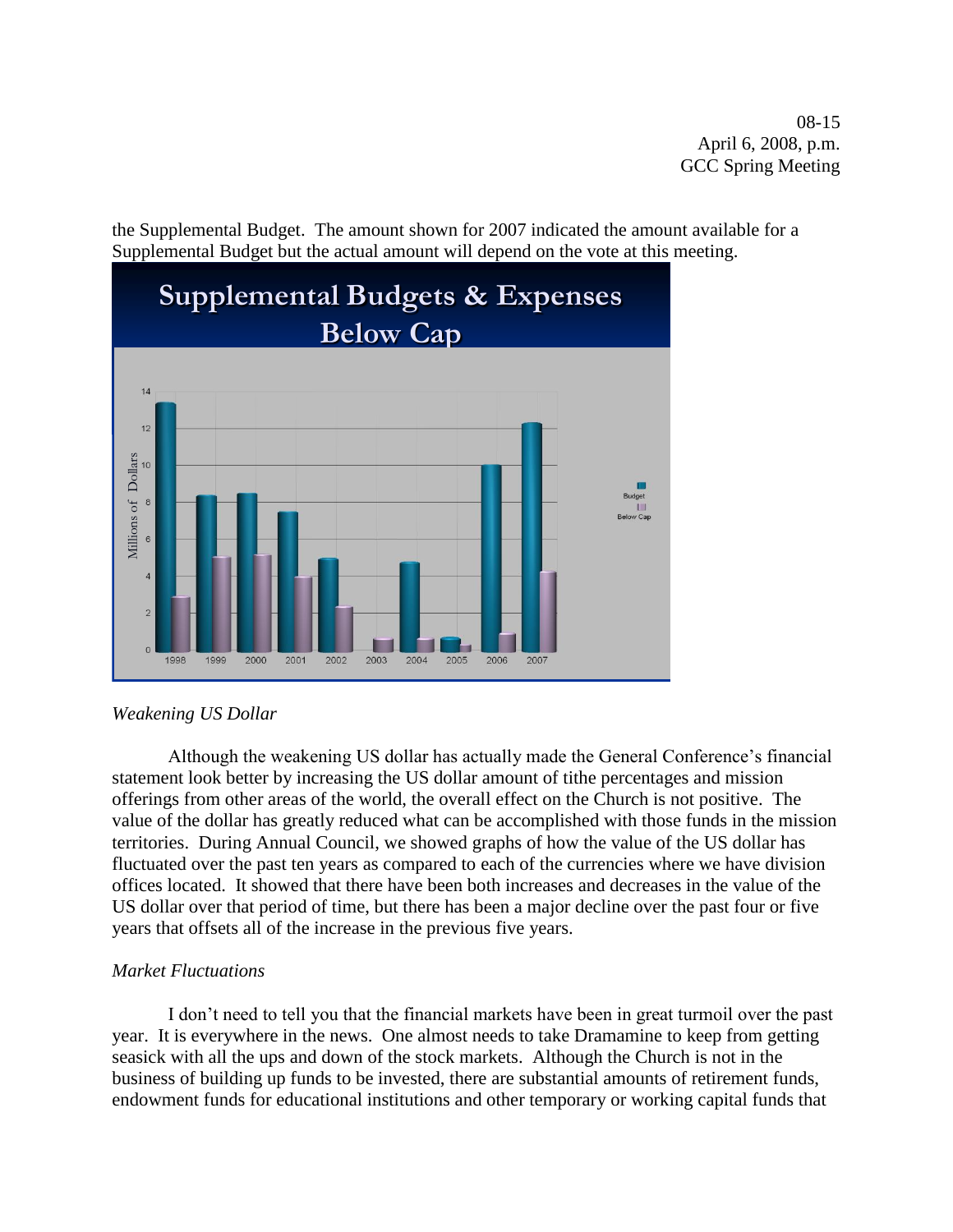the Supplemental Budget. The amount shown for 2007 indicated the amount available for a Supplemental Budget but the actual amount will depend on the vote at this meeting.

*Weakening US Dollar*

Although the weakening US dollar has actually made the General Conference's financial statement look better by increasing the US dollar amount of tithe percentages and mission offerings from other areas of the world, the overall effect on the Church is not positive. The value of the dollar has greatly reduced what can be accomplished with those funds in the mission territories. During Annual Council, we showed graphs of how the value of the US dollar has fluctuated over the past ten years as compared to each of the currencies where we have division offices located. It showed that there have been both increases and decreases in the value of the US dollar over that period of time, but there has been a major decline over the past four or five years that offsets all of the increase in the previous five years.

*Market Fluctuations*

I don't need to tell you that the financial markets have been in great turmoil over the past year. It is everywhere in the news. One almost needs to take Dramamine to keep from getting seasick with all the ups and down of the stock markets. Although the Church is not in the business of building up funds to be invested, there are substantial amounts of retirement funds, endowment funds for educational institutions and other temporary or working capital funds that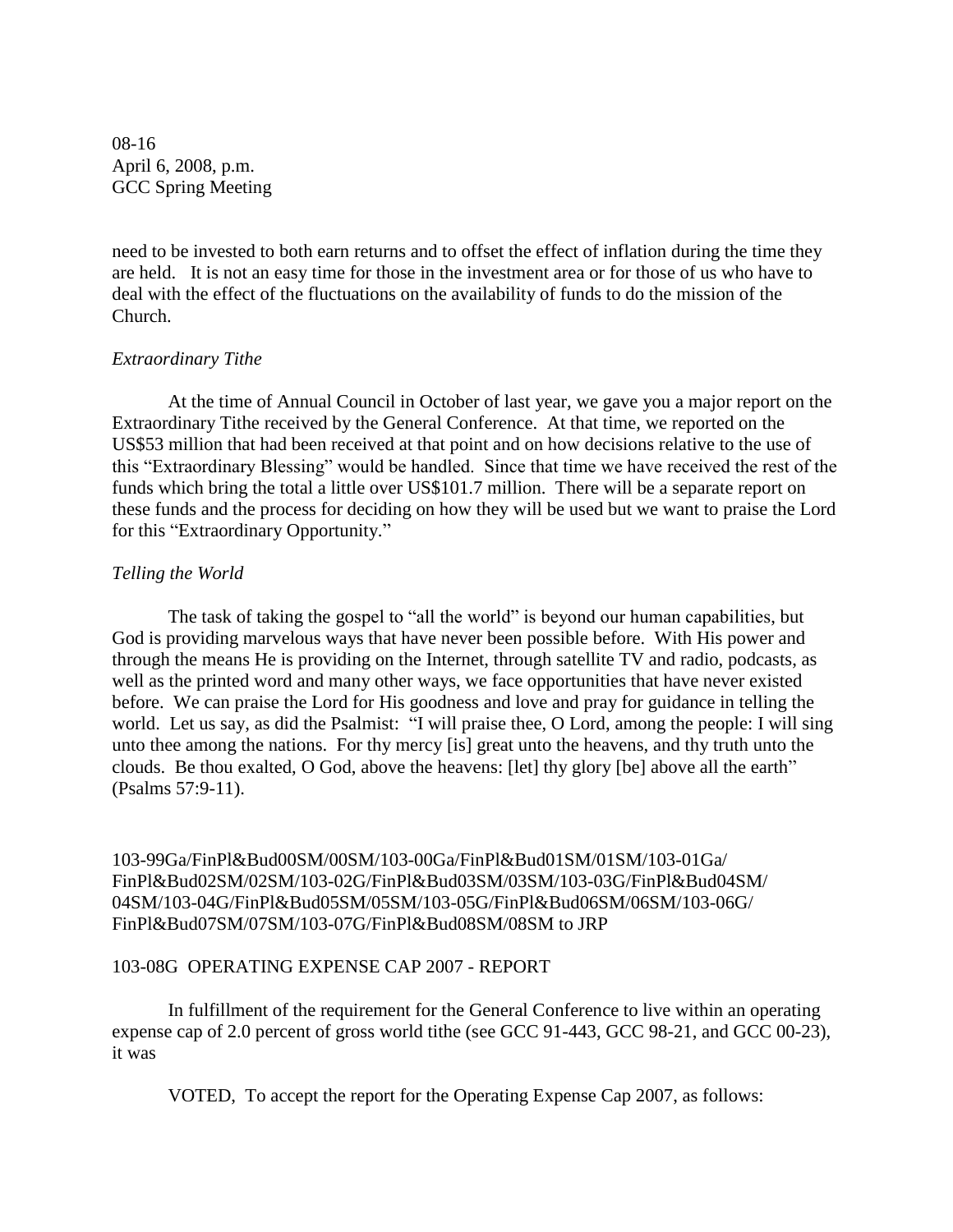need to be invested to both earn returns and to offset the effect of inflation during the time they are held. It is not an easy time for those in the investment area or for those of us who have to deal with the effect of the fluctuations on the availability of funds to do the mission of the Church.

*Extraordinary Tithe*

At the time of Annual Council in October of last year, we gave you a major report on the Extraordinary Tithe received by the General Conference. At that time, we reported on the US$53 million that had been received at that point and on how decisions relative to the use of this "Extraordinary Blessing" would be handled. Since that time we have received the rest of the funds which bring the total a little over US$101.7 million. There will be a separate report on these funds and the process for deciding on how they will be used but we want to praise the Lord for this "Extraordinary Opportunity."

*Telling the World*

The task of taking the gospel to "all the world" is beyond our human capabilities, but God is providing marvelous ways that have never been possible before. With His power and through the means He is providing on the Internet, through satellite TV and radio, podcasts, as well as the printed word and many other ways, we face opportunities that have never existed before. We can praise the Lord for His goodness and love and pray for guidance in telling the world. Let us say, as did the Psalmist: "I will praise thee, O Lord, among the people: I will sing unto thee among the nations. For thy mercy [is] great unto the heavens, and thy truth unto the clouds. Be thou exalted, O God, above the heavens: [let] thy glory [be] above all the earth" (Psalms 57:9-11).

103-99Ga/FinPl&Bud00SM/00SM/103-00Ga/FinPl&Bud01SM/01SM/103-01Ga/FinPl&Bud02SM/02SM/103-02G/FinPl&Bud03SM/03SM/103-03G/FinPl&Bud04SM/04SM/103-04G/FinPl&Bud05SM/05SM/103-05G/FinPl&Bud06SM/06SM/103-06G/FinPl&Bud07SM/07SM/103-07G/FinPl&Bud08SM/08SM to JRP

103-08G OPERATING EXPENSE CAP 2007 - REPORT

In fulfillment of the requirement for the General Conference to live within an operating expense cap of 2.0 percent of gross world tithe (see GCC 91-443, GCC 98-21, and GCC 00-23), it was

VOTED, To accept the report for the Operating Expense Cap 2007, as follows: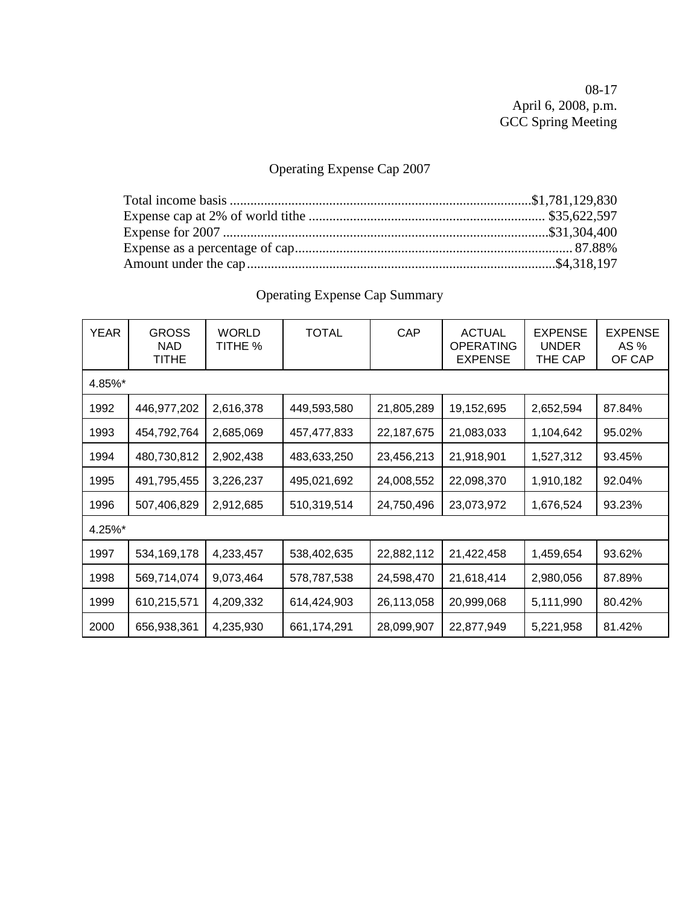08-17
April 6, 2008, p.m.
GCC Spring Meeting

## Operating Expense Cap 2007

Total income basis ........................................................................................$1,781,129,830
Expense cap at 2% of world tithe ..................................................................... $35,622,597
Expense for 2007 ...............................................................................................$31,304,400
Expense as a percentage of cap.................................................................................. 87.88%
Amount under the cap..........................................................................................$4,318,197

## Operating Expense Cap Summary

| YEAR | GROSS NAD TITHE | WORLD TITHE % | TOTAL | CAP | ACTUAL OPERATING EXPENSE | EXPENSE UNDER THE CAP | EXPENSE AS % OF CAP |
|---|---|---|---|---|---|---|---|
| 4.85%* | | | | | | | |
| 1992 | 446,977,202 | 2,616,378 | 449,593,580 | 21,805,289 | 19,152,695 | 2,652,594 | 87.84% |
| 1993 | 454,792,764 | 2,685,069 | 457,477,833 | 22,187,675 | 21,083,033 | 1,104,642 | 95.02% |
| 1994 | 480,730,812 | 2,902,438 | 483,633,250 | 23,456,213 | 21,918,901 | 1,527,312 | 93.45% |
| 1995 | 491,795,455 | 3,226,237 | 495,021,692 | 24,008,552 | 22,098,370 | 1,910,182 | 92.04% |
| 1996 | 507,406,829 | 2,912,685 | 510,319,514 | 24,750,496 | 23,073,972 | 1,676,524 | 93.23% |
| 4.25%* | | | | | | | |
| 1997 | 534,169,178 | 4,233,457 | 538,402,635 | 22,882,112 | 21,422,458 | 1,459,654 | 93.62% |
| 1998 | 569,714,074 | 9,073,464 | 578,787,538 | 24,598,470 | 21,618,414 | 2,980,056 | 87.89% |
| 1999 | 610,215,571 | 4,209,332 | 614,424,903 | 26,113,058 | 20,999,068 | 5,111,990 | 80.42% |
| 2000 | 656,938,361 | 4,235,930 | 661,174,291 | 28,099,907 | 22,877,949 | 5,221,958 | 81.42% |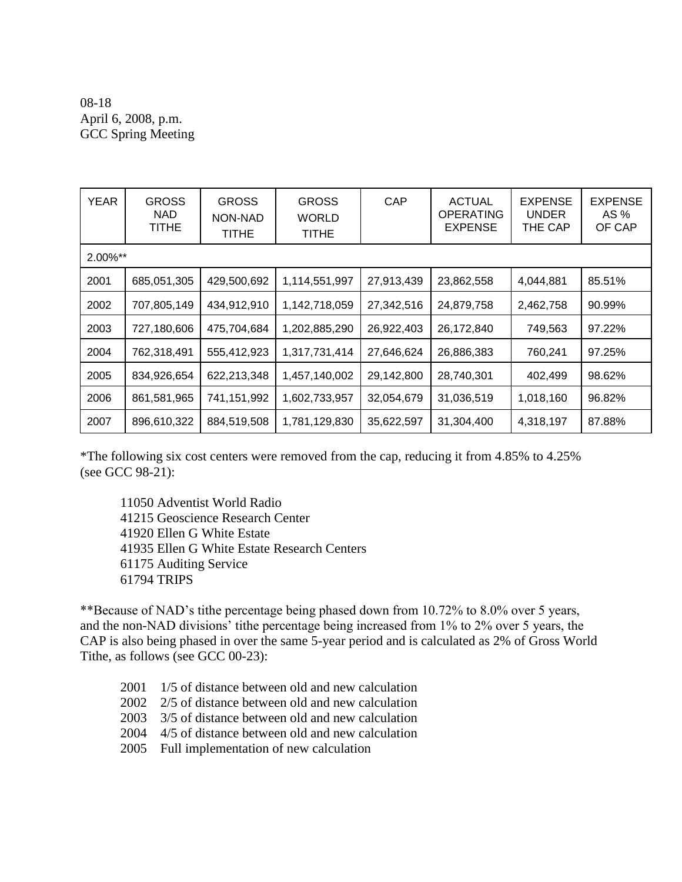08-18
April 6, 2008, p.m.
GCC Spring Meeting

| YEAR | GROSS NAD TITHE | GROSS NON-NAD TITHE | GROSS WORLD TITHE | CAP | ACTUAL OPERATING EXPENSE | EXPENSE UNDER THE CAP | EXPENSE AS % OF CAP |
|---|---|---|---|---|---|---|---|
| 2.00%** | | | | | | | |
| 2001 | 685,051,305 | 429,500,692 | 1,114,551,997 | 27,913,439 | 23,862,558 | 4,044,881 | 85.51% |
| 2002 | 707,805,149 | 434,912,910 | 1,142,718,059 | 27,342,516 | 24,879,758 | 2,462,758 | 90.99% |
| 2003 | 727,180,606 | 475,704,684 | 1,202,885,290 | 26,922,403 | 26,172,840 | 749,563 | 97.22% |
| 2004 | 762,318,491 | 555,412,923 | 1,317,731,414 | 27,646,624 | 26,886,383 | 760,241 | 97.25% |
| 2005 | 834,926,654 | 622,213,348 | 1,457,140,002 | 29,142,800 | 28,740,301 | 402,499 | 98.62% |
| 2006 | 861,581,965 | 741,151,992 | 1,602,733,957 | 32,054,679 | 31,036,519 | 1,018,160 | 96.82% |
| 2007 | 896,610,322 | 884,519,508 | 1,781,129,830 | 35,622,597 | 31,304,400 | 4,318,197 | 87.88% |

*The following six cost centers were removed from the cap, reducing it from 4.85% to 4.25% (see GCC 98-21):

11050 Adventist World Radio
41215 Geoscience Research Center
41920 Ellen G White Estate
41935 Ellen G White Estate Research Centers
61175 Auditing Service
61794 TRIPS

**Because of NAD's tithe percentage being phased down from 10.72% to 8.0% over 5 years, and the non-NAD divisions' tithe percentage being increased from 1% to 2% over 5 years, the CAP is also being phased in over the same 5-year period and is calculated as 2% of Gross World Tithe, as follows (see GCC 00-23):

2001 1/5 of distance between old and new calculation
2002 2/5 of distance between old and new calculation
2003 3/5 of distance between old and new calculation
2004 4/5 of distance between old and new calculation
2005 Full implementation of new calculation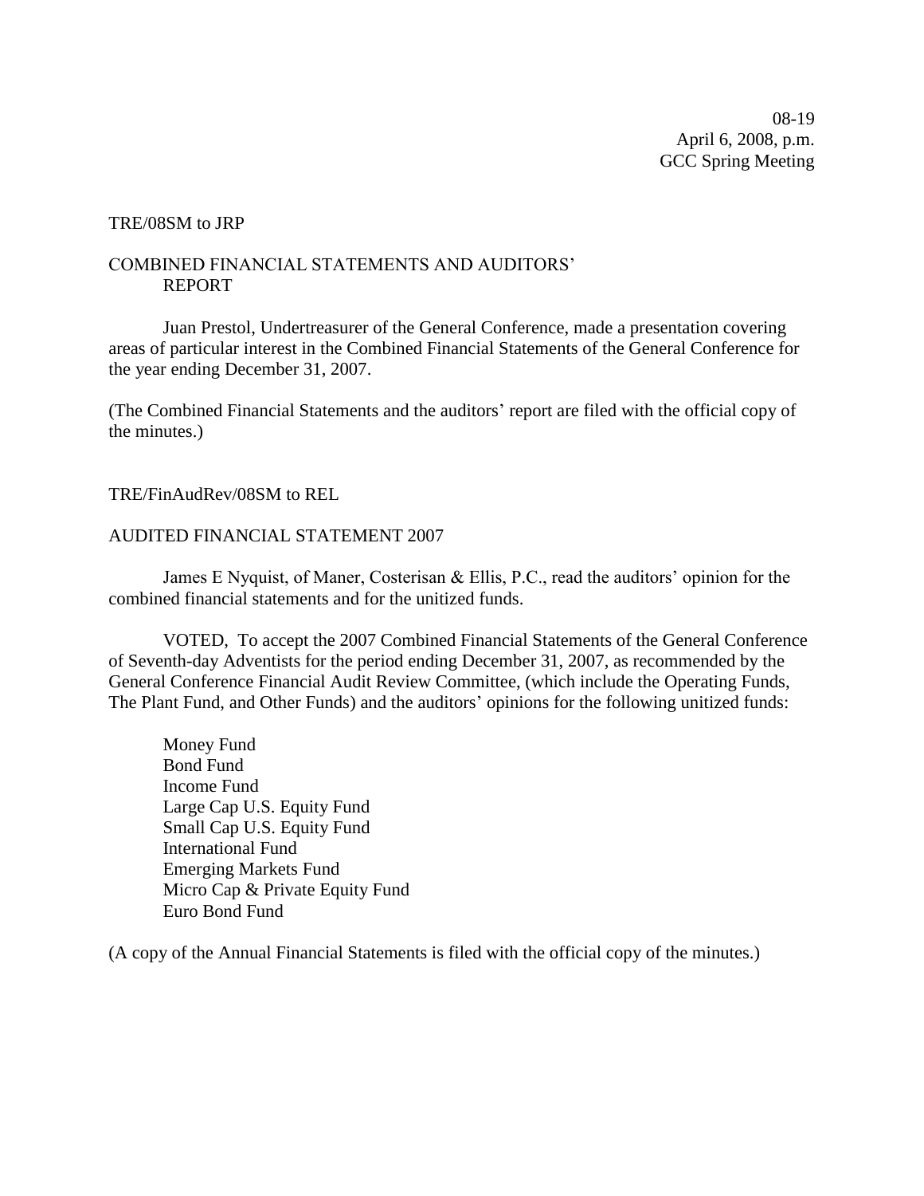08-19
April 6, 2008, p.m.
GCC Spring Meeting

TRE/08SM to JRP

COMBINED FINANCIAL STATEMENTS AND AUDITORS' REPORT

Juan Prestol, Undertreasurer of the General Conference, made a presentation covering areas of particular interest in the Combined Financial Statements of the General Conference for the year ending December 31, 2007.

(The Combined Financial Statements and the auditors' report are filed with the official copy of the minutes.)

TRE/FinAudRev/08SM to REL

AUDITED FINANCIAL STATEMENT 2007

James E Nyquist, of Maner, Costerisan & Ellis, P.C., read the auditors' opinion for the combined financial statements and for the unitized funds.

VOTED, To accept the 2007 Combined Financial Statements of the General Conference of Seventh-day Adventists for the period ending December 31, 2007, as recommended by the General Conference Financial Audit Review Committee, (which include the Operating Funds, The Plant Fund, and Other Funds) and the auditors' opinions for the following unitized funds:

Money Fund
Bond Fund
Income Fund
Large Cap U.S. Equity Fund
Small Cap U.S. Equity Fund
International Fund
Emerging Markets Fund
Micro Cap & Private Equity Fund
Euro Bond Fund

(A copy of the Annual Financial Statements is filed with the official copy of the minutes.)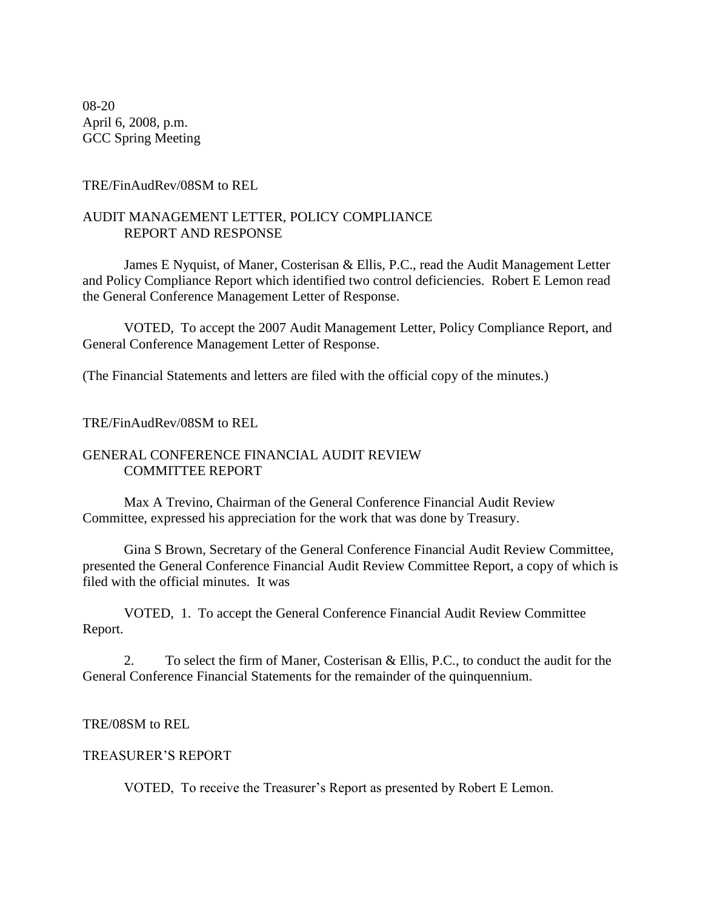08-20
April 6, 2008, p.m.
GCC Spring Meeting

TRE/FinAudRev/08SM to REL

AUDIT MANAGEMENT LETTER, POLICY COMPLIANCE
REPORT AND RESPONSE

James E Nyquist, of Maner, Costerisan & Ellis, P.C., read the Audit Management Letter and Policy Compliance Report which identified two control deficiencies. Robert E Lemon read the General Conference Management Letter of Response.

VOTED, To accept the 2007 Audit Management Letter, Policy Compliance Report, and General Conference Management Letter of Response.

(The Financial Statements and letters are filed with the official copy of the minutes.)

TRE/FinAudRev/08SM to REL

GENERAL CONFERENCE FINANCIAL AUDIT REVIEW
COMMITTEE REPORT

Max A Trevino, Chairman of the General Conference Financial Audit Review Committee, expressed his appreciation for the work that was done by Treasury.

Gina S Brown, Secretary of the General Conference Financial Audit Review Committee, presented the General Conference Financial Audit Review Committee Report, a copy of which is filed with the official minutes. It was

VOTED, 1. To accept the General Conference Financial Audit Review Committee Report.

2. To select the firm of Maner, Costerisan & Ellis, P.C., to conduct the audit for the General Conference Financial Statements for the remainder of the quinquennium.

TRE/08SM to REL

TREASURER'S REPORT

VOTED, To receive the Treasurer's Report as presented by Robert E Lemon.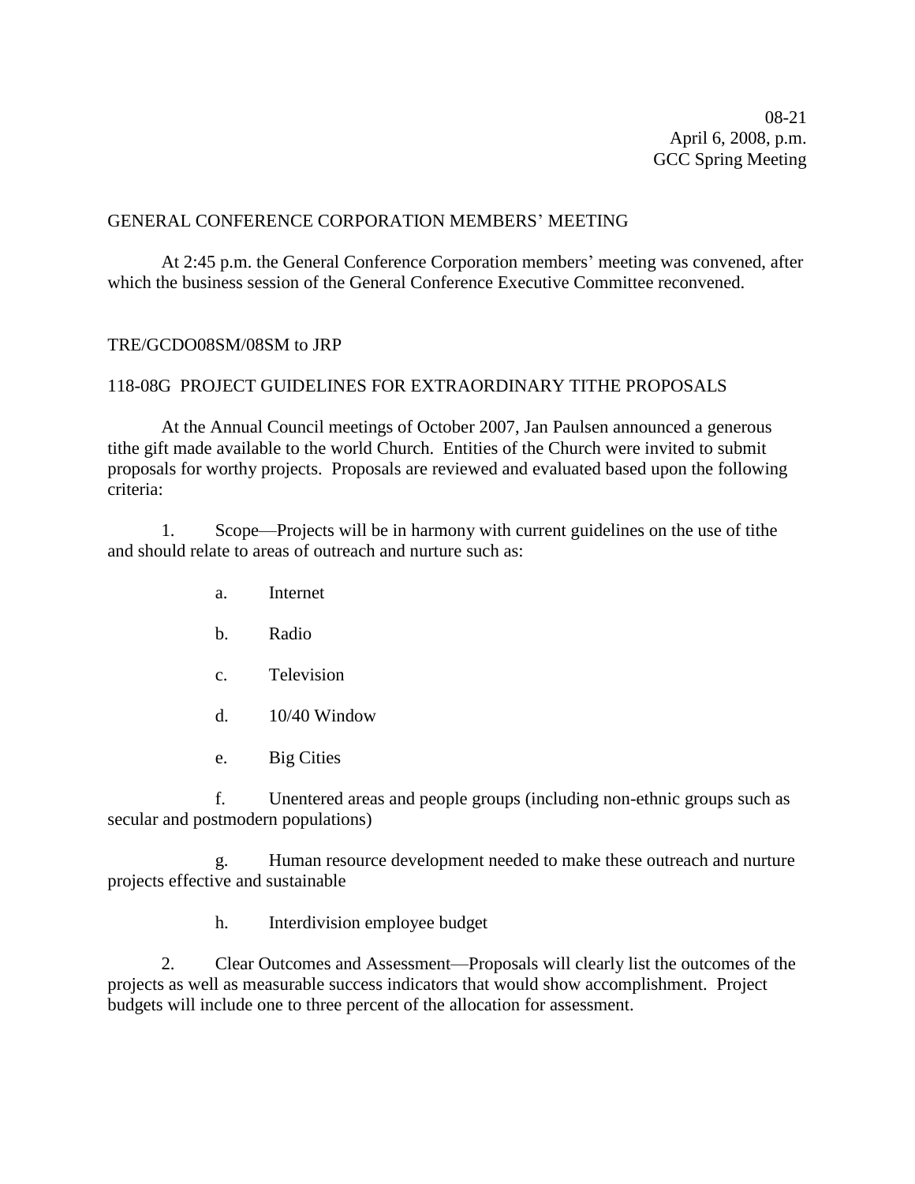08-21
April 6, 2008, p.m.
GCC Spring Meeting

GENERAL CONFERENCE CORPORATION MEMBERS' MEETING

At 2:45 p.m. the General Conference Corporation members' meeting was convened, after which the business session of the General Conference Executive Committee reconvened.

TRE/GCDO08SM/08SM to JRP

118-08G PROJECT GUIDELINES FOR EXTRAORDINARY TITHE PROPOSALS

At the Annual Council meetings of October 2007, Jan Paulsen announced a generous tithe gift made available to the world Church. Entities of the Church were invited to submit proposals for worthy projects. Proposals are reviewed and evaluated based upon the following criteria:

1. Scope—Projects will be in harmony with current guidelines on the use of tithe and should relate to areas of outreach and nurture such as:

   a. Internet

   b. Radio

   c. Television

   d. 10/40 Window

   e. Big Cities

   f. Unentered areas and people groups (including non-ethnic groups such as secular and postmodern populations)

   g. Human resource development needed to make these outreach and nurture projects effective and sustainable

   h. Interdivision employee budget

2. Clear Outcomes and Assessment—Proposals will clearly list the outcomes of the projects as well as measurable success indicators that would show accomplishment. Project budgets will include one to three percent of the allocation for assessment.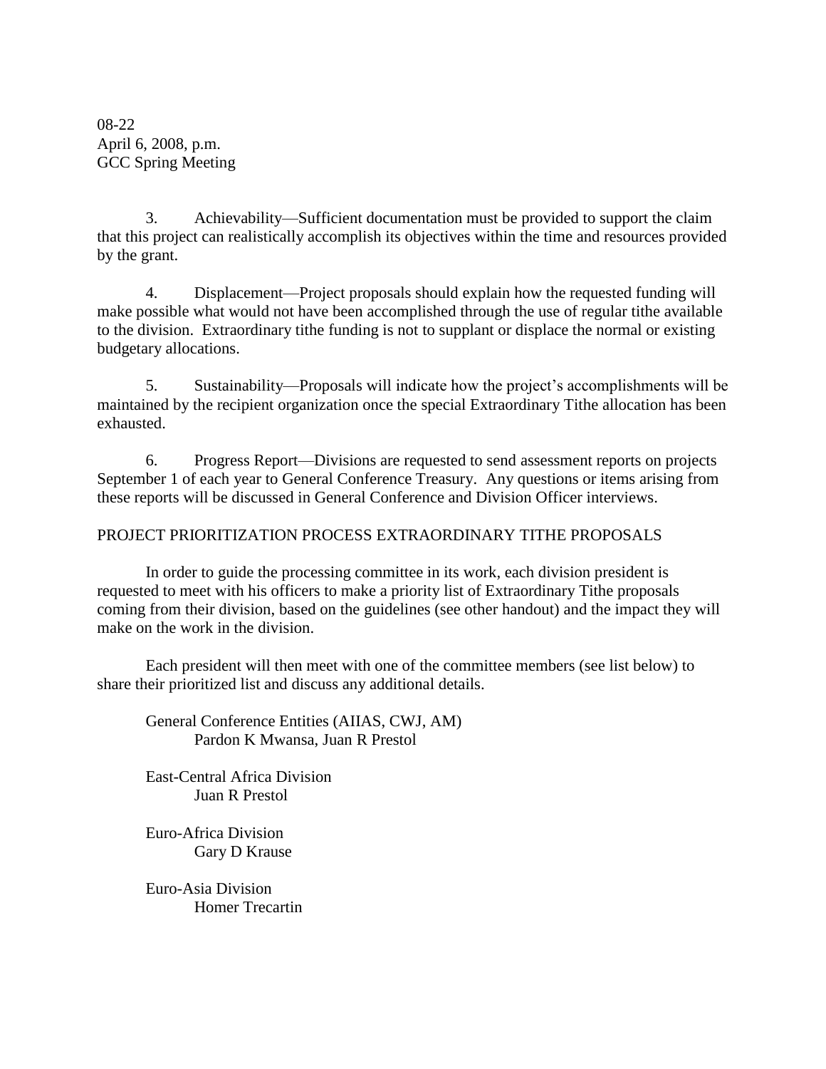08-22
April 6, 2008, p.m.
GCC Spring Meeting

3. Achievability—Sufficient documentation must be provided to support the claim that this project can realistically accomplish its objectives within the time and resources provided by the grant.

4. Displacement—Project proposals should explain how the requested funding will make possible what would not have been accomplished through the use of regular tithe available to the division. Extraordinary tithe funding is not to supplant or displace the normal or existing budgetary allocations.

5. Sustainability—Proposals will indicate how the project's accomplishments will be maintained by the recipient organization once the special Extraordinary Tithe allocation has been exhausted.

6. Progress Report—Divisions are requested to send assessment reports on projects September 1 of each year to General Conference Treasury. Any questions or items arising from these reports will be discussed in General Conference and Division Officer interviews.

PROJECT PRIORITIZATION PROCESS EXTRAORDINARY TITHE PROPOSALS

In order to guide the processing committee in its work, each division president is requested to meet with his officers to make a priority list of Extraordinary Tithe proposals coming from their division, based on the guidelines (see other handout) and the impact they will make on the work in the division.

Each president will then meet with one of the committee members (see list below) to share their prioritized list and discuss any additional details.

General Conference Entities (AIIAS, CWJ, AM)
Pardon K Mwansa, Juan R Prestol

East-Central Africa Division
Juan R Prestol

Euro-Africa Division
Gary D Krause

Euro-Asia Division
Homer Trecartin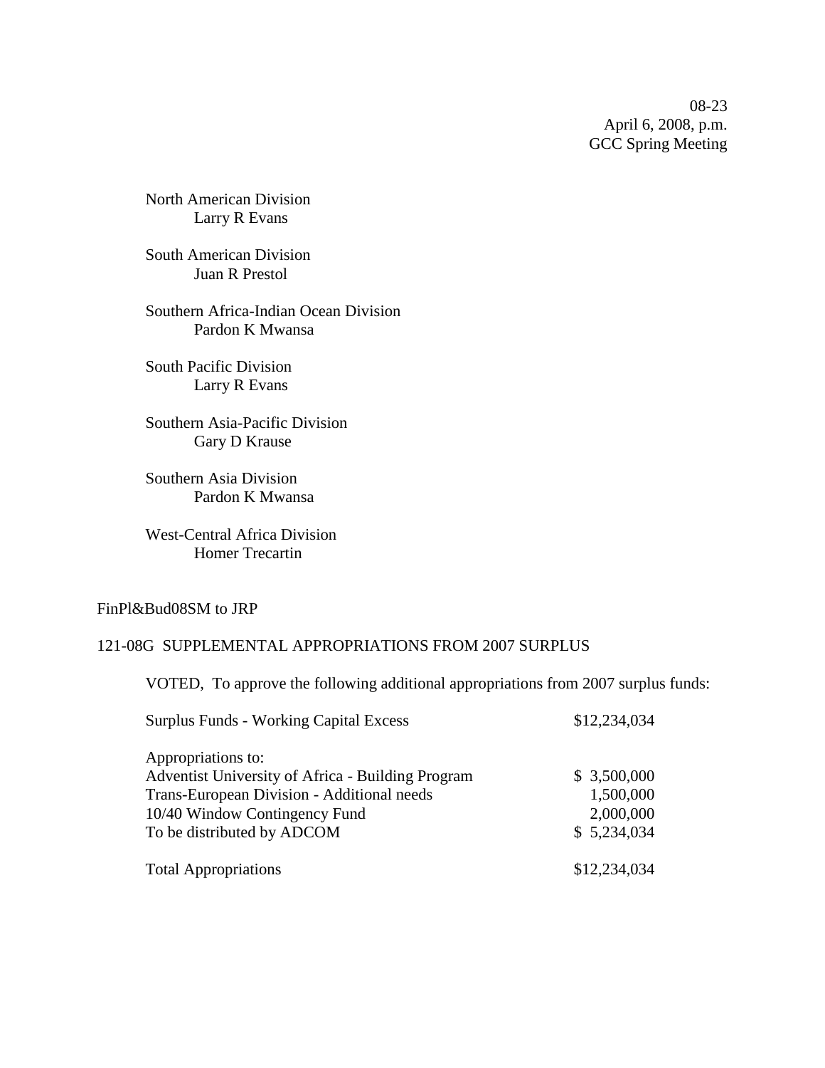08-23
April 6, 2008, p.m.
GCC Spring Meeting

North American Division
Larry R Evans

South American Division
Juan R Prestol

Southern Africa-Indian Ocean Division
Pardon K Mwansa

South Pacific Division
Larry R Evans

Southern Asia-Pacific Division
Gary D Krause

Southern Asia Division
Pardon K Mwansa

West-Central Africa Division
Homer Trecartin

FinPl&Bud08SM to JRP

121-08G SUPPLEMENTAL APPROPRIATIONS FROM 2007 SURPLUS

VOTED, To approve the following additional appropriations from 2007 surplus funds:

| | |
|---|---|
| Surplus Funds - Working Capital Excess | $12,234,034 |
| | |
| Appropriations to: | |
| Adventist University of Africa - Building Program | $ 3,500,000 |
| Trans-European Division - Additional needs | 1,500,000 |
| 10/40 Window Contingency Fund | 2,000,000 |
| To be distributed by ADCOM | $ 5,234,034 |
| | |
| Total Appropriations | $12,234,034 |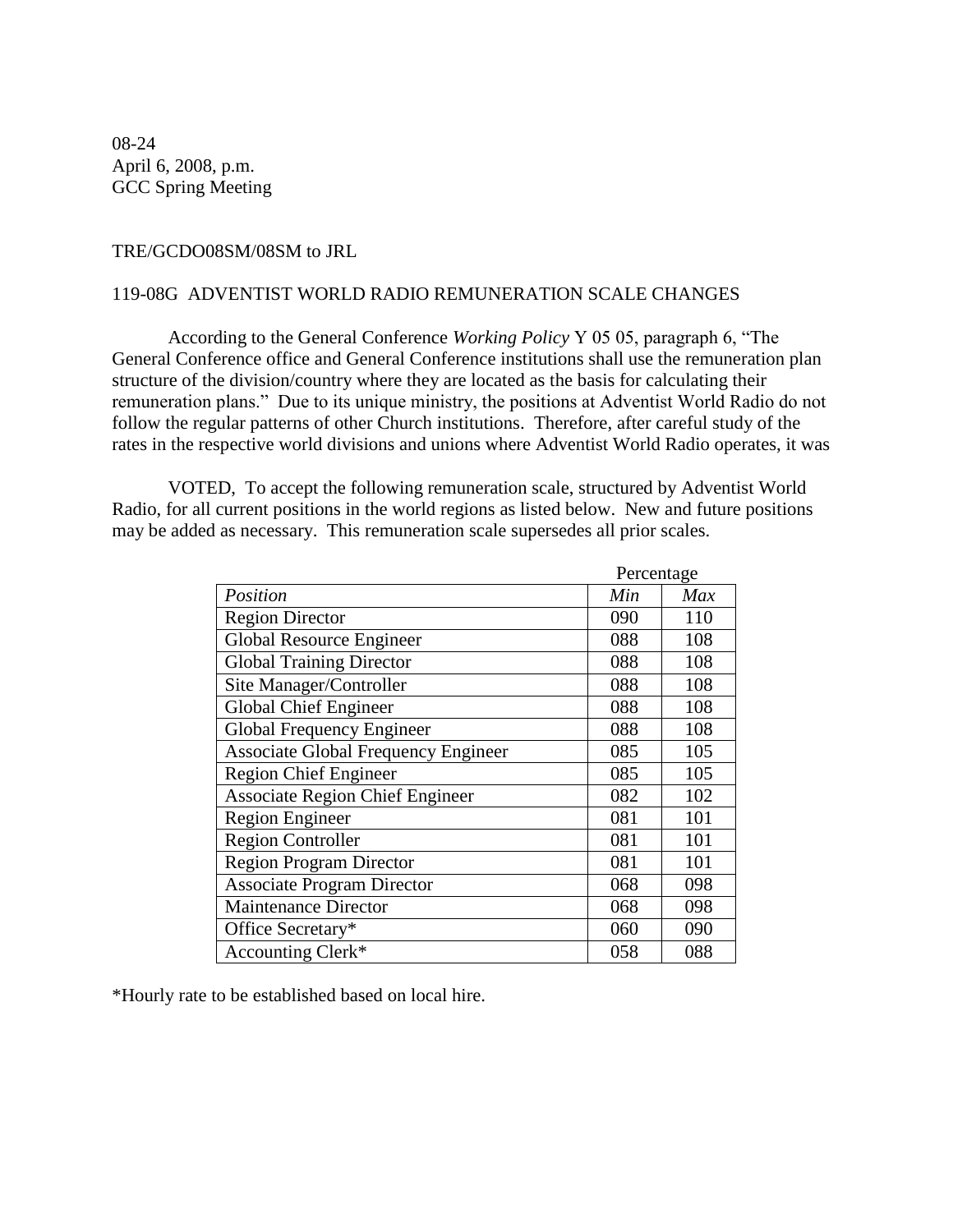08-24
April 6, 2008, p.m.
GCC Spring Meeting

TRE/GCDO08SM/08SM to JRL

119-08G ADVENTIST WORLD RADIO REMUNERATION SCALE CHANGES

According to the General Conference *Working Policy* Y 05 05, paragraph 6, "The General Conference office and General Conference institutions shall use the remuneration plan structure of the division/country where they are located as the basis for calculating their remuneration plans." Due to its unique ministry, the positions at Adventist World Radio do not follow the regular patterns of other Church institutions. Therefore, after careful study of the rates in the respective world divisions and unions where Adventist World Radio operates, it was

VOTED, To accept the following remuneration scale, structured by Adventist World Radio, for all current positions in the world regions as listed below. New and future positions may be added as necessary. This remuneration scale supersedes all prior scales.

| | Percentage | |
|---|---|---|
| *Position* | *Min* | *Max* |
| Region Director | 090 | 110 |
| Global Resource Engineer | 088 | 108 |
| Global Training Director | 088 | 108 |
| Site Manager/Controller | 088 | 108 |
| Global Chief Engineer | 088 | 108 |
| Global Frequency Engineer | 088 | 108 |
| Associate Global Frequency Engineer | 085 | 105 |
| Region Chief Engineer | 085 | 105 |
| Associate Region Chief Engineer | 082 | 102 |
| Region Engineer | 081 | 101 |
| Region Controller | 081 | 101 |
| Region Program Director | 081 | 101 |
| Associate Program Director | 068 | 098 |
| Maintenance Director | 068 | 098 |
| Office Secretary* | 060 | 090 |
| Accounting Clerk* | 058 | 088 |

*Hourly rate to be established based on local hire.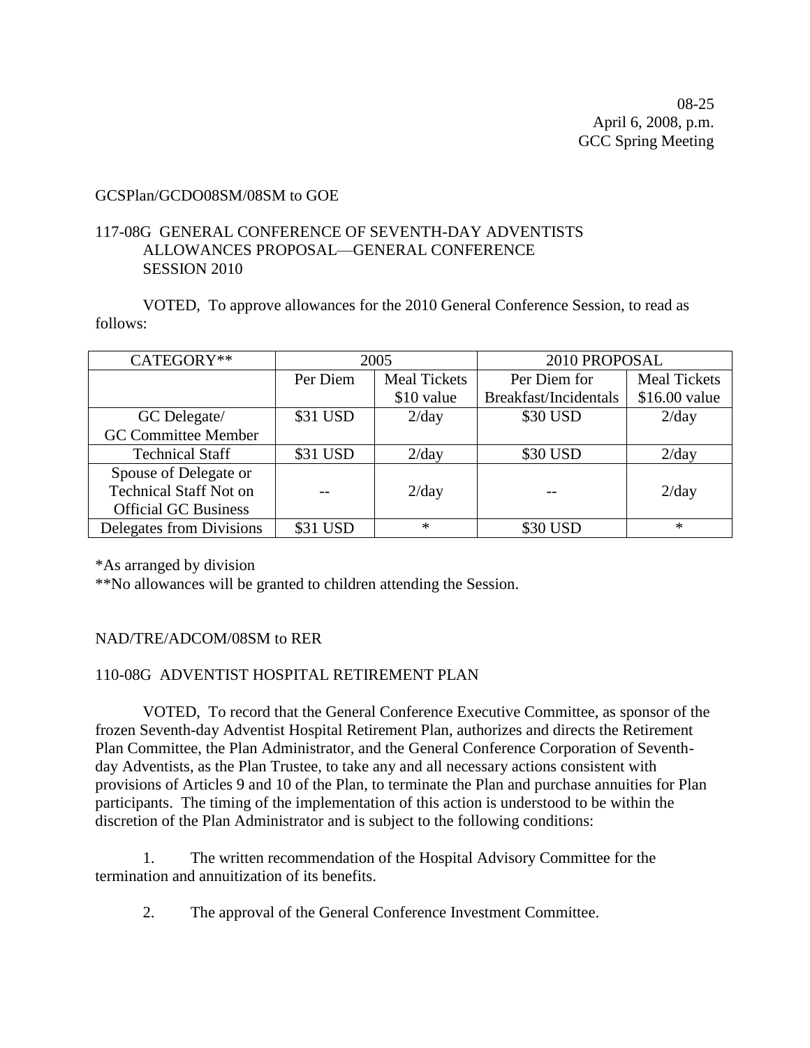08-25
April 6, 2008, p.m.
GCC Spring Meeting

GCSPlan/GCDO08SM/08SM to GOE

117-08G GENERAL CONFERENCE OF SEVENTH-DAY ADVENTISTS ALLOWANCES PROPOSAL—GENERAL CONFERENCE SESSION 2010

VOTED, To approve allowances for the 2010 General Conference Session, to read as follows:

| CATEGORY** | 2005 | | 2010 PROPOSAL | |
|---|---|---|---|---|
| | Per Diem | Meal Tickets $10 value | Per Diem for Breakfast/Incidentals | Meal Tickets $16.00 value |
| GC Delegate/ GC Committee Member | $31 USD | 2/day | $30 USD | 2/day |
| Technical Staff | $31 USD | 2/day | $30 USD | 2/day |
| Spouse of Delegate or Technical Staff Not on Official GC Business | -- | 2/day | -- | 2/day |
| Delegates from Divisions | $31 USD | * | $30 USD | * |

*As arranged by division
**No allowances will be granted to children attending the Session.

NAD/TRE/ADCOM/08SM to RER

110-08G ADVENTIST HOSPITAL RETIREMENT PLAN

VOTED, To record that the General Conference Executive Committee, as sponsor of the frozen Seventh-day Adventist Hospital Retirement Plan, authorizes and directs the Retirement Plan Committee, the Plan Administrator, and the General Conference Corporation of Seventh-day Adventists, as the Plan Trustee, to take any and all necessary actions consistent with provisions of Articles 9 and 10 of the Plan, to terminate the Plan and purchase annuities for Plan participants. The timing of the implementation of this action is understood to be within the discretion of the Plan Administrator and is subject to the following conditions:

1. The written recommendation of the Hospital Advisory Committee for the termination and annuitization of its benefits.

2. The approval of the General Conference Investment Committee.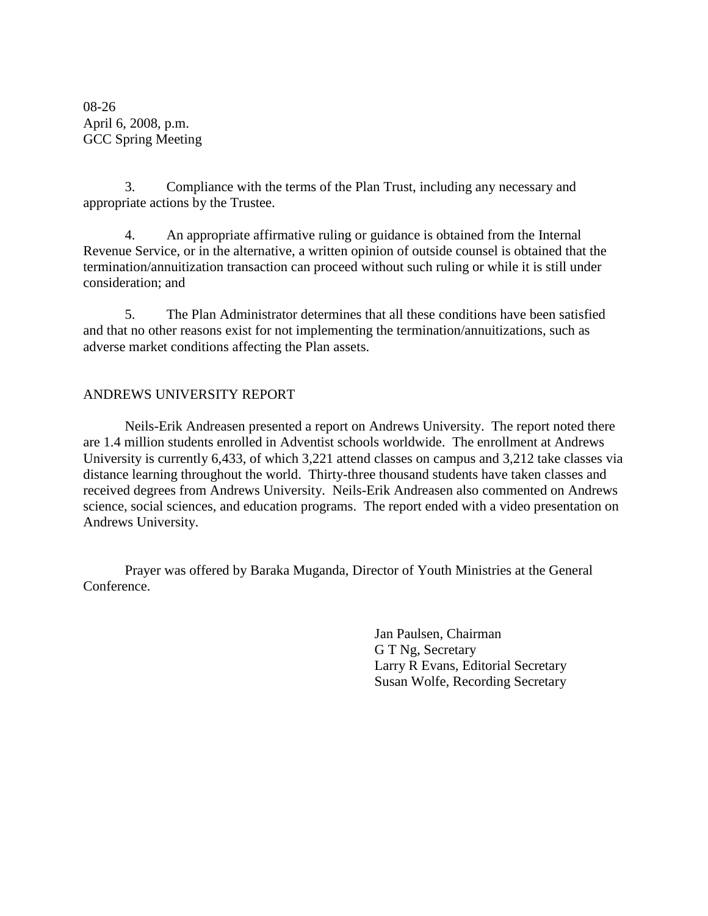08-26
April 6, 2008, p.m.
GCC Spring Meeting

3. Compliance with the terms of the Plan Trust, including any necessary and appropriate actions by the Trustee.

4. An appropriate affirmative ruling or guidance is obtained from the Internal Revenue Service, or in the alternative, a written opinion of outside counsel is obtained that the termination/annuitization transaction can proceed without such ruling or while it is still under consideration; and

5. The Plan Administrator determines that all these conditions have been satisfied and that no other reasons exist for not implementing the termination/annuitizations, such as adverse market conditions affecting the Plan assets.

## ANDREWS UNIVERSITY REPORT

Neils-Erik Andreasen presented a report on Andrews University. The report noted there are 1.4 million students enrolled in Adventist schools worldwide. The enrollment at Andrews University is currently 6,433, of which 3,221 attend classes on campus and 3,212 take classes via distance learning throughout the world. Thirty-three thousand students have taken classes and received degrees from Andrews University. Neils-Erik Andreasen also commented on Andrews science, social sciences, and education programs. The report ended with a video presentation on Andrews University.

Prayer was offered by Baraka Muganda, Director of Youth Ministries at the General Conference.

Jan Paulsen, Chairman
G T Ng, Secretary
Larry R Evans, Editorial Secretary
Susan Wolfe, Recording Secretary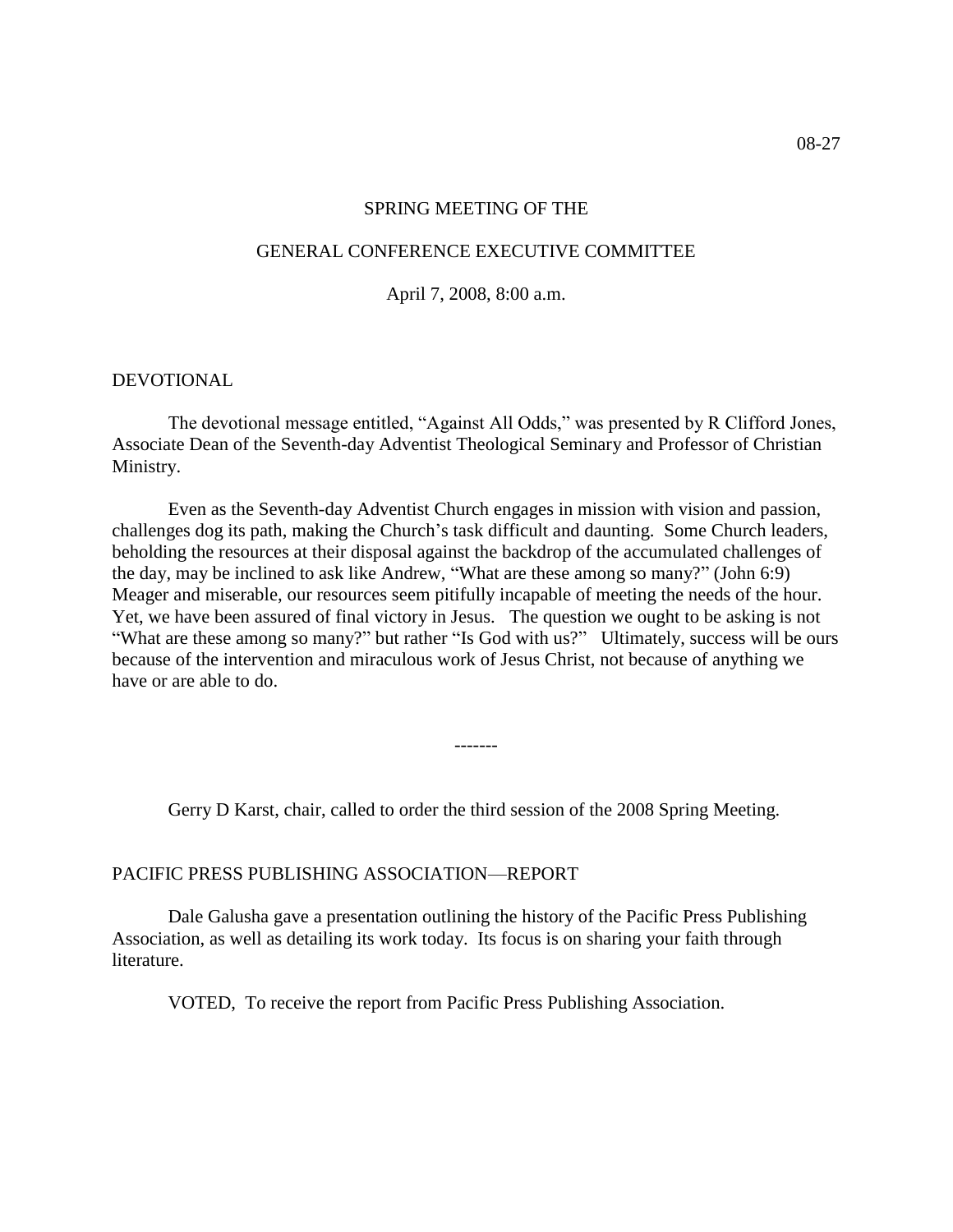08-27

SPRING MEETING OF THE

GENERAL CONFERENCE EXECUTIVE COMMITTEE

April 7, 2008, 8:00 a.m.

DEVOTIONAL

The devotional message entitled, "Against All Odds," was presented by R Clifford Jones, Associate Dean of the Seventh-day Adventist Theological Seminary and Professor of Christian Ministry.

Even as the Seventh-day Adventist Church engages in mission with vision and passion, challenges dog its path, making the Church's task difficult and daunting. Some Church leaders, beholding the resources at their disposal against the backdrop of the accumulated challenges of the day, may be inclined to ask like Andrew, "What are these among so many?" (John 6:9) Meager and miserable, our resources seem pitifully incapable of meeting the needs of the hour. Yet, we have been assured of final victory in Jesus. The question we ought to be asking is not "What are these among so many?" but rather "Is God with us?" Ultimately, success will be ours because of the intervention and miraculous work of Jesus Christ, not because of anything we have or are able to do.

-------

Gerry D Karst, chair, called to order the third session of the 2008 Spring Meeting.

PACIFIC PRESS PUBLISHING ASSOCIATION—REPORT

Dale Galusha gave a presentation outlining the history of the Pacific Press Publishing Association, as well as detailing its work today. Its focus is on sharing your faith through literature.

VOTED, To receive the report from Pacific Press Publishing Association.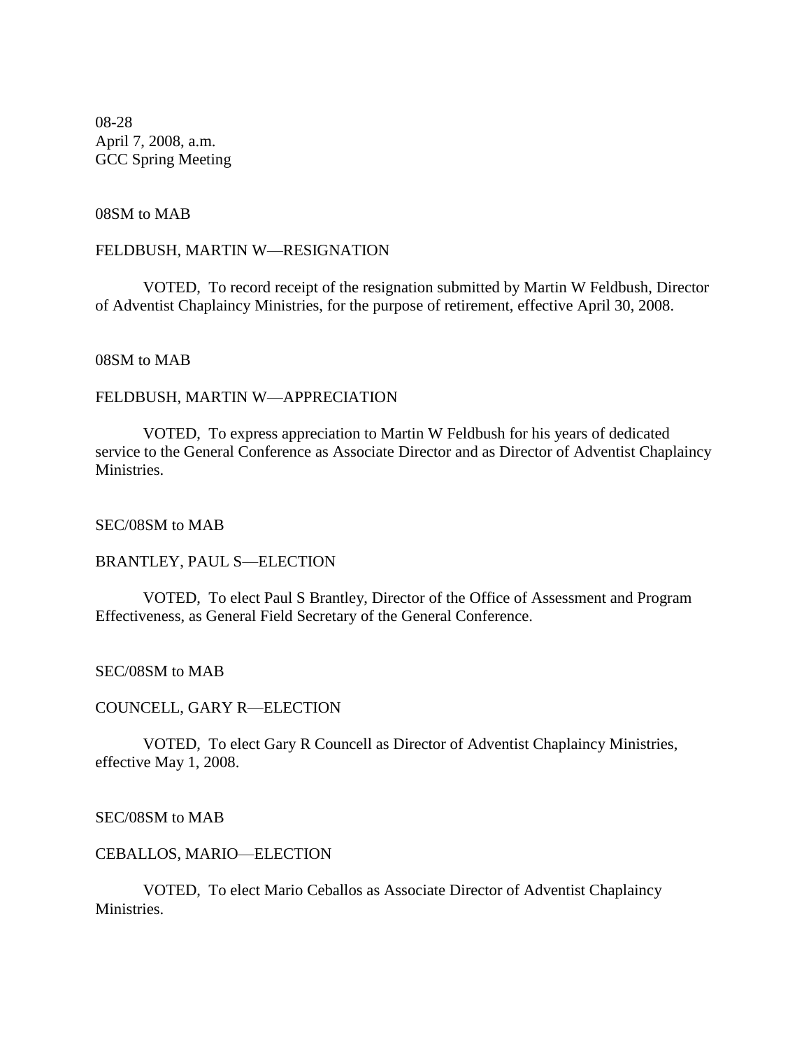08-28
April 7, 2008, a.m.
GCC Spring Meeting

08SM to MAB

FELDBUSH, MARTIN W—RESIGNATION

VOTED, To record receipt of the resignation submitted by Martin W Feldbush, Director of Adventist Chaplaincy Ministries, for the purpose of retirement, effective April 30, 2008.

08SM to MAB

FELDBUSH, MARTIN W—APPRECIATION

VOTED, To express appreciation to Martin W Feldbush for his years of dedicated service to the General Conference as Associate Director and as Director of Adventist Chaplaincy Ministries.

SEC/08SM to MAB

BRANTLEY, PAUL S—ELECTION

VOTED, To elect Paul S Brantley, Director of the Office of Assessment and Program Effectiveness, as General Field Secretary of the General Conference.

SEC/08SM to MAB

COUNCELL, GARY R—ELECTION

VOTED, To elect Gary R Councell as Director of Adventist Chaplaincy Ministries, effective May 1, 2008.

SEC/08SM to MAB

CEBALLOS, MARIO—ELECTION

VOTED, To elect Mario Ceballos as Associate Director of Adventist Chaplaincy Ministries.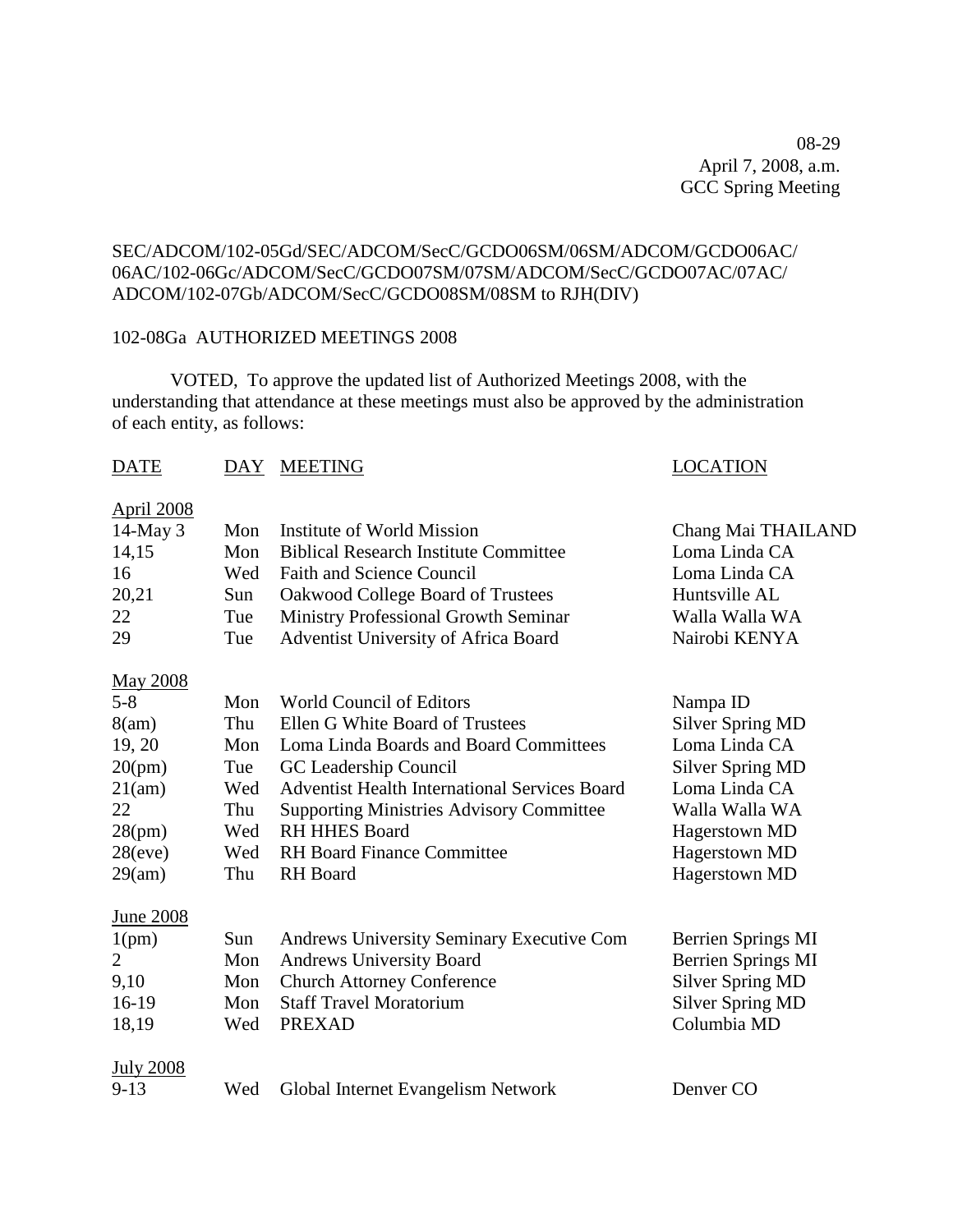08-29
April 7, 2008, a.m.
GCC Spring Meeting

SEC/ADCOM/102-05Gd/SEC/ADCOM/SecC/GCDO06SM/06SM/ADCOM/GCDO06AC/
06AC/102-06Gc/ADCOM/SecC/GCDO07SM/07SM/ADCOM/SecC/GCDO07AC/07AC/
ADCOM/102-07Gb/ADCOM/SecC/GCDO08SM/08SM to RJH(DIV)

102-08Ga AUTHORIZED MEETINGS 2008

VOTED, To approve the updated list of Authorized Meetings 2008, with the understanding that attendance at these meetings must also be approved by the administration of each entity, as follows:

| DATE | DAY | MEETING | LOCATION |
|---|---|---|---|
| **April 2008** | | | |
| 14-May 3 | Mon | Institute of World Mission | Chang Mai THAILAND |
| 14,15 | Mon | Biblical Research Institute Committee | Loma Linda CA |
| 16 | Wed | Faith and Science Council | Loma Linda CA |
| 20,21 | Sun | Oakwood College Board of Trustees | Huntsville AL |
| 22 | Tue | Ministry Professional Growth Seminar | Walla Walla WA |
| 29 | Tue | Adventist University of Africa Board | Nairobi KENYA |
| **May 2008** | | | |
| 5-8 | Mon | World Council of Editors | Nampa ID |
| 8(am) | Thu | Ellen G White Board of Trustees | Silver Spring MD |
| 19, 20 | Mon | Loma Linda Boards and Board Committees | Loma Linda CA |
| 20(pm) | Tue | GC Leadership Council | Silver Spring MD |
| 21(am) | Wed | Adventist Health International Services Board | Loma Linda CA |
| 22 | Thu | Supporting Ministries Advisory Committee | Walla Walla WA |
| 28(pm) | Wed | RH HHES Board | Hagerstown MD |
| 28(eve) | Wed | RH Board Finance Committee | Hagerstown MD |
| 29(am) | Thu | RH Board | Hagerstown MD |
| **June 2008** | | | |
| 1(pm) | Sun | Andrews University Seminary Executive Com | Berrien Springs MI |
| 2 | Mon | Andrews University Board | Berrien Springs MI |
| 9,10 | Mon | Church Attorney Conference | Silver Spring MD |
| 16-19 | Mon | Staff Travel Moratorium | Silver Spring MD |
| 18,19 | Wed | PREXAD | Columbia MD |
| **July 2008** | | | |
| 9-13 | Wed | Global Internet Evangelism Network | Denver CO |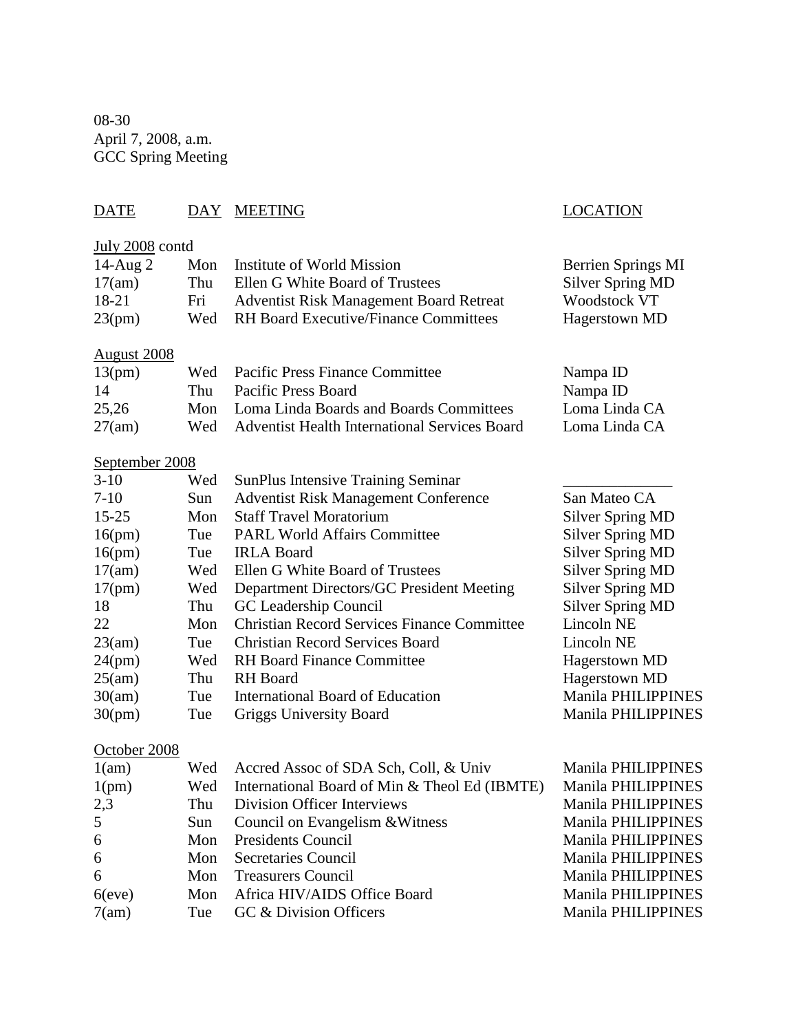08-30
April 7, 2008, a.m.
GCC Spring Meeting

| DATE | DAY | MEETING | LOCATION |
|---|---|---|---|
| July 2008 contd | | | |
| 14-Aug 2 | Mon | Institute of World Mission | Berrien Springs MI |
| 17(am) | Thu | Ellen G White Board of Trustees | Silver Spring MD |
| 18-21 | Fri | Adventist Risk Management Board Retreat | Woodstock VT |
| 23(pm) | Wed | RH Board Executive/Finance Committees | Hagerstown MD |
| August 2008 | | | |
| 13(pm) | Wed | Pacific Press Finance Committee | Nampa ID |
| 14 | Thu | Pacific Press Board | Nampa ID |
| 25,26 | Mon | Loma Linda Boards and Boards Committees | Loma Linda CA |
| 27(am) | Wed | Adventist Health International Services Board | Loma Linda CA |
| September 2008 | | | |
| 3-10 | Wed | SunPlus Intensive Training Seminar | ______________ |
| 7-10 | Sun | Adventist Risk Management Conference | San Mateo CA |
| 15-25 | Mon | Staff Travel Moratorium | Silver Spring MD |
| 16(pm) | Tue | PARL World Affairs Committee | Silver Spring MD |
| 16(pm) | Tue | IRLA Board | Silver Spring MD |
| 17(am) | Wed | Ellen G White Board of Trustees | Silver Spring MD |
| 17(pm) | Wed | Department Directors/GC President Meeting | Silver Spring MD |
| 18 | Thu | GC Leadership Council | Silver Spring MD |
| 22 | Mon | Christian Record Services Finance Committee | Lincoln NE |
| 23(am) | Tue | Christian Record Services Board | Lincoln NE |
| 24(pm) | Wed | RH Board Finance Committee | Hagerstown MD |
| 25(am) | Thu | RH Board | Hagerstown MD |
| 30(am) | Tue | International Board of Education | Manila PHILIPPINES |
| 30(pm) | Tue | Griggs University Board | Manila PHILIPPINES |
| October 2008 | | | |
| 1(am) | Wed | Accred Assoc of SDA Sch, Coll, & Univ | Manila PHILIPPINES |
| 1(pm) | Wed | International Board of Min & Theol Ed (IBMTE) | Manila PHILIPPINES |
| 2,3 | Thu | Division Officer Interviews | Manila PHILIPPINES |
| 5 | Sun | Council on Evangelism &Witness | Manila PHILIPPINES |
| 6 | Mon | Presidents Council | Manila PHILIPPINES |
| 6 | Mon | Secretaries Council | Manila PHILIPPINES |
| 6 | Mon | Treasurers Council | Manila PHILIPPINES |
| 6(eve) | Mon | Africa HIV/AIDS Office Board | Manila PHILIPPINES |
| 7(am) | Tue | GC & Division Officers | Manila PHILIPPINES |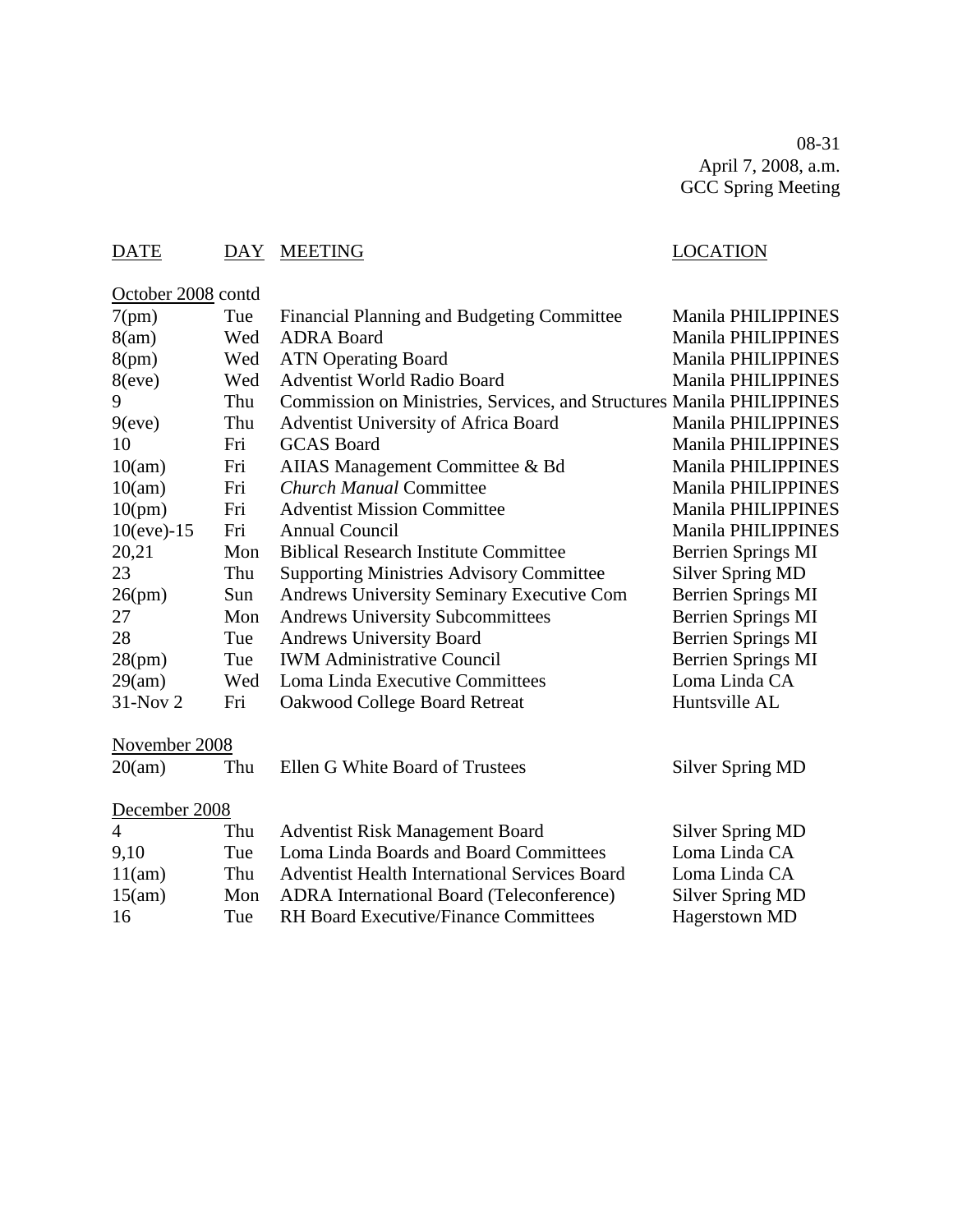08-31
April 7, 2008, a.m.
GCC Spring Meeting

| DATE | DAY | MEETING | LOCATION |
|---|---|---|---|
| October 2008 contd | | | |
| 7(pm) | Tue | Financial Planning and Budgeting Committee | Manila PHILIPPINES |
| 8(am) | Wed | ADRA Board | Manila PHILIPPINES |
| 8(pm) | Wed | ATN Operating Board | Manila PHILIPPINES |
| 8(eve) | Wed | Adventist World Radio Board | Manila PHILIPPINES |
| 9 | Thu | Commission on Ministries, Services, and Structures | Manila PHILIPPINES |
| 9(eve) | Thu | Adventist University of Africa Board | Manila PHILIPPINES |
| 10 | Fri | GCAS Board | Manila PHILIPPINES |
| 10(am) | Fri | AIIAS Management Committee & Bd | Manila PHILIPPINES |
| 10(am) | Fri | *Church Manual* Committee | Manila PHILIPPINES |
| 10(pm) | Fri | Adventist Mission Committee | Manila PHILIPPINES |
| 10(eve)-15 | Fri | Annual Council | Manila PHILIPPINES |
| 20,21 | Mon | Biblical Research Institute Committee | Berrien Springs MI |
| 23 | Thu | Supporting Ministries Advisory Committee | Silver Spring MD |
| 26(pm) | Sun | Andrews University Seminary Executive Com | Berrien Springs MI |
| 27 | Mon | Andrews University Subcommittees | Berrien Springs MI |
| 28 | Tue | Andrews University Board | Berrien Springs MI |
| 28(pm) | Tue | IWM Administrative Council | Berrien Springs MI |
| 29(am) | Wed | Loma Linda Executive Committees | Loma Linda CA |
| 31-Nov 2 | Fri | Oakwood College Board Retreat | Huntsville AL |
| November 2008 | | | |
| 20(am) | Thu | Ellen G White Board of Trustees | Silver Spring MD |
| December 2008 | | | |
| 4 | Thu | Adventist Risk Management Board | Silver Spring MD |
| 9,10 | Tue | Loma Linda Boards and Board Committees | Loma Linda CA |
| 11(am) | Thu | Adventist Health International Services Board | Loma Linda CA |
| 15(am) | Mon | ADRA International Board (Teleconference) | Silver Spring MD |
| 16 | Tue | RH Board Executive/Finance Committees | Hagerstown MD |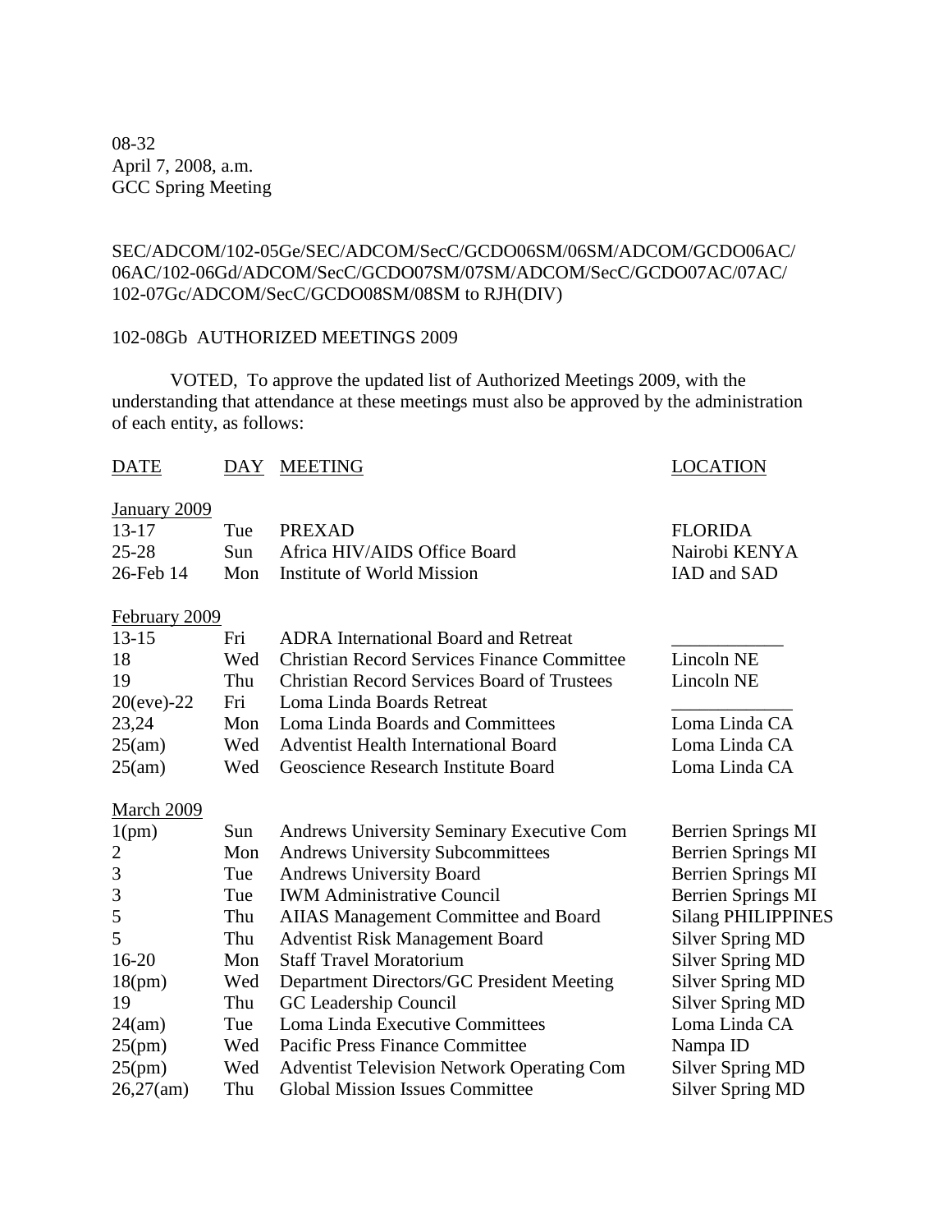08-32
April 7, 2008, a.m.
GCC Spring Meeting

SEC/ADCOM/102-05Ge/SEC/ADCOM/SecC/GCDO06SM/06SM/ADCOM/GCDO06AC/06AC/102-06Gd/ADCOM/SecC/GCDO07SM/07SM/ADCOM/SecC/GCDO07AC/07AC/102-07Gc/ADCOM/SecC/GCDO08SM/08SM to RJH(DIV)

102-08Gb AUTHORIZED MEETINGS 2009

VOTED, To approve the updated list of Authorized Meetings 2009, with the understanding that attendance at these meetings must also be approved by the administration of each entity, as follows:

| DATE | DAY | MEETING | LOCATION |
|---|---|---|---|
| January 2009 | | | |
| 13-17 | Tue | PREXAD | FLORIDA |
| 25-28 | Sun | Africa HIV/AIDS Office Board | Nairobi KENYA |
| 26-Feb 14 | Mon | Institute of World Mission | IAD and SAD |
| February 2009 | | | |
| 13-15 | Fri | ADRA International Board and Retreat | ____________ |
| 18 | Wed | Christian Record Services Finance Committee | Lincoln NE |
| 19 | Thu | Christian Record Services Board of Trustees | Lincoln NE |
| 20(eve)-22 | Fri | Loma Linda Boards Retreat | _____________ |
| 23,24 | Mon | Loma Linda Boards and Committees | Loma Linda CA |
| 25(am) | Wed | Adventist Health International Board | Loma Linda CA |
| 25(am) | Wed | Geoscience Research Institute Board | Loma Linda CA |
| March 2009 | | | |
| 1(pm) | Sun | Andrews University Seminary Executive Com | Berrien Springs MI |
| 2 | Mon | Andrews University Subcommittees | Berrien Springs MI |
| 3 | Tue | Andrews University Board | Berrien Springs MI |
| 3 | Tue | IWM Administrative Council | Berrien Springs MI |
| 5 | Thu | AIIAS Management Committee and Board | Silang PHILIPPINES |
| 5 | Thu | Adventist Risk Management Board | Silver Spring MD |
| 16-20 | Mon | Staff Travel Moratorium | Silver Spring MD |
| 18(pm) | Wed | Department Directors/GC President Meeting | Silver Spring MD |
| 19 | Thu | GC Leadership Council | Silver Spring MD |
| 24(am) | Tue | Loma Linda Executive Committees | Loma Linda CA |
| 25(pm) | Wed | Pacific Press Finance Committee | Nampa ID |
| 25(pm) | Wed | Adventist Television Network Operating Com | Silver Spring MD |
| 26,27(am) | Thu | Global Mission Issues Committee | Silver Spring MD |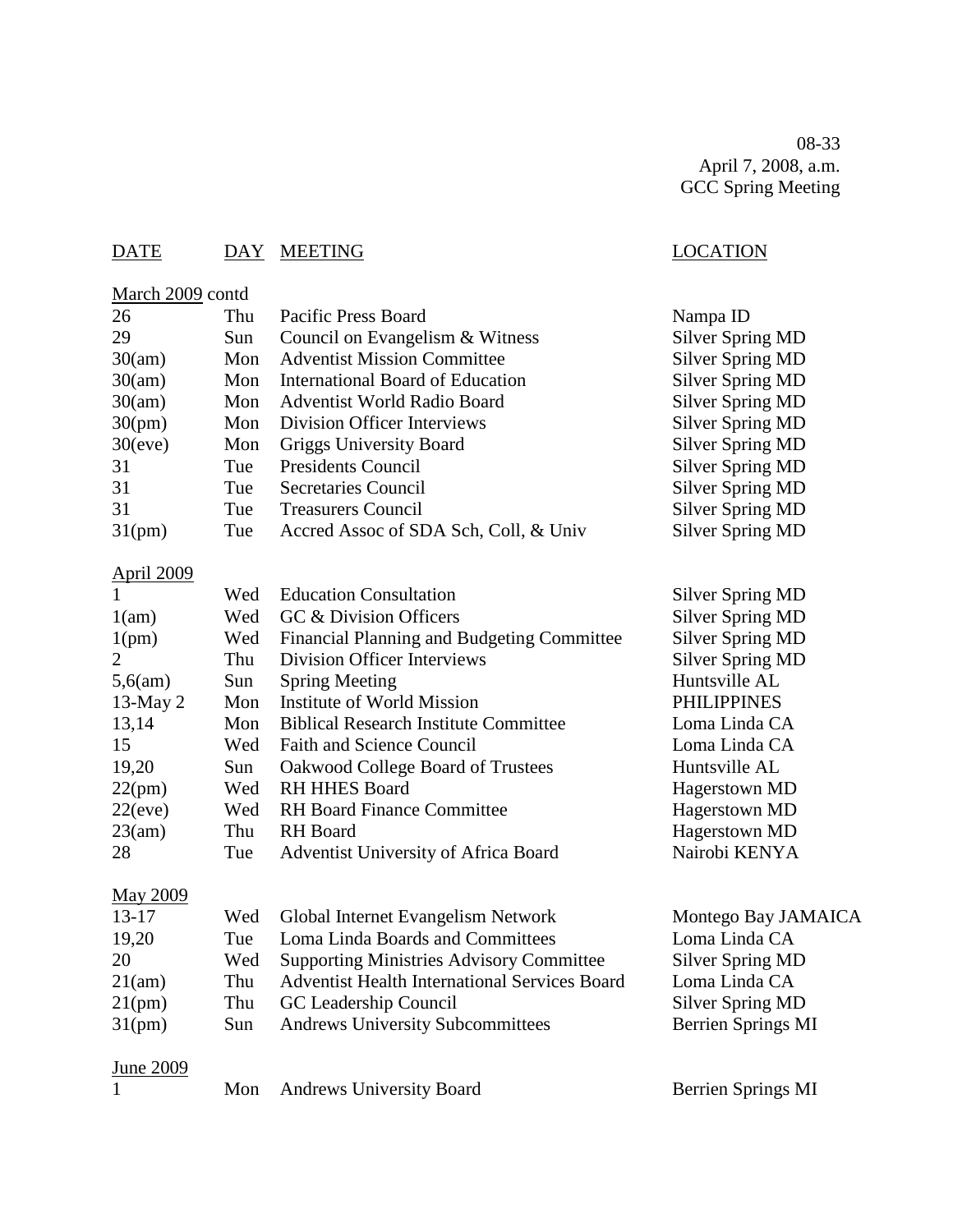08-33
April 7, 2008, a.m.
GCC Spring Meeting

| DATE | DAY | MEETING | LOCATION |
|---|---|---|---|
| March 2009 contd | | | |
| 26 | Thu | Pacific Press Board | Nampa ID |
| 29 | Sun | Council on Evangelism & Witness | Silver Spring MD |
| 30(am) | Mon | Adventist Mission Committee | Silver Spring MD |
| 30(am) | Mon | International Board of Education | Silver Spring MD |
| 30(am) | Mon | Adventist World Radio Board | Silver Spring MD |
| 30(pm) | Mon | Division Officer Interviews | Silver Spring MD |
| 30(eve) | Mon | Griggs University Board | Silver Spring MD |
| 31 | Tue | Presidents Council | Silver Spring MD |
| 31 | Tue | Secretaries Council | Silver Spring MD |
| 31 | Tue | Treasurers Council | Silver Spring MD |
| 31(pm) | Tue | Accred Assoc of SDA Sch, Coll, & Univ | Silver Spring MD |
| April 2009 | | | |
| 1 | Wed | Education Consultation | Silver Spring MD |
| 1(am) | Wed | GC & Division Officers | Silver Spring MD |
| 1(pm) | Wed | Financial Planning and Budgeting Committee | Silver Spring MD |
| 2 | Thu | Division Officer Interviews | Silver Spring MD |
| 5,6(am) | Sun | Spring Meeting | Huntsville AL |
| 13-May 2 | Mon | Institute of World Mission | PHILIPPINES |
| 13,14 | Mon | Biblical Research Institute Committee | Loma Linda CA |
| 15 | Wed | Faith and Science Council | Loma Linda CA |
| 19,20 | Sun | Oakwood College Board of Trustees | Huntsville AL |
| 22(pm) | Wed | RH HHES Board | Hagerstown MD |
| 22(eve) | Wed | RH Board Finance Committee | Hagerstown MD |
| 23(am) | Thu | RH Board | Hagerstown MD |
| 28 | Tue | Adventist University of Africa Board | Nairobi KENYA |
| May 2009 | | | |
| 13-17 | Wed | Global Internet Evangelism Network | Montego Bay JAMAICA |
| 19,20 | Tue | Loma Linda Boards and Committees | Loma Linda CA |
| 20 | Wed | Supporting Ministries Advisory Committee | Silver Spring MD |
| 21(am) | Thu | Adventist Health International Services Board | Loma Linda CA |
| 21(pm) | Thu | GC Leadership Council | Silver Spring MD |
| 31(pm) | Sun | Andrews University Subcommittees | Berrien Springs MI |
| June 2009 | | | |
| 1 | Mon | Andrews University Board | Berrien Springs MI |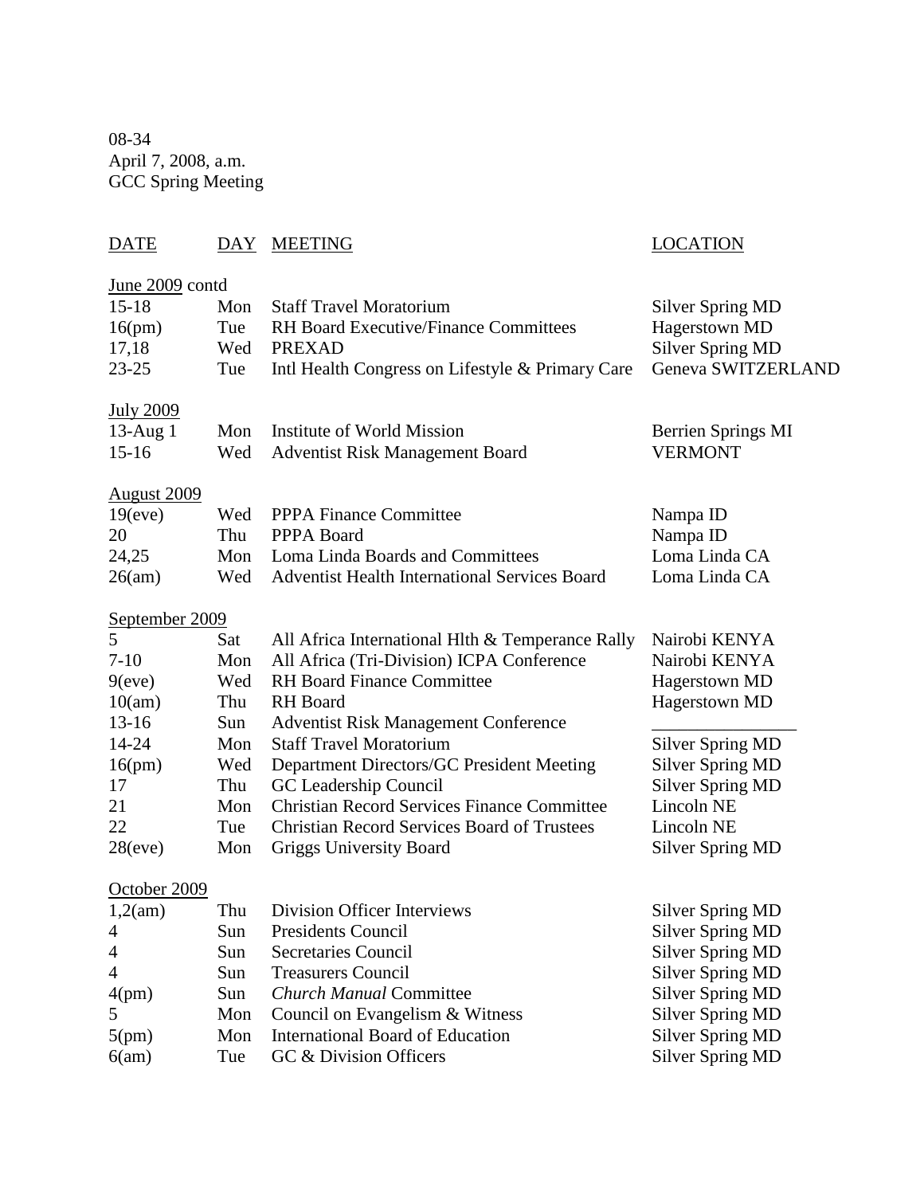08-34
April 7, 2008, a.m.
GCC Spring Meeting

| DATE | DAY | MEETING | LOCATION |
|---|---|---|---|
| June 2009 contd | | | |
| 15-18 | Mon | Staff Travel Moratorium | Silver Spring MD |
| 16(pm) | Tue | RH Board Executive/Finance Committees | Hagerstown MD |
| 17,18 | Wed | PREXAD | Silver Spring MD |
| 23-25 | Tue | Intl Health Congress on Lifestyle & Primary Care | Geneva SWITZERLAND |
| July 2009 | | | |
| 13-Aug 1 | Mon | Institute of World Mission | Berrien Springs MI |
| 15-16 | Wed | Adventist Risk Management Board | VERMONT |
| August 2009 | | | |
| 19(eve) | Wed | PPPA Finance Committee | Nampa ID |
| 20 | Thu | PPPA Board | Nampa ID |
| 24,25 | Mon | Loma Linda Boards and Committees | Loma Linda CA |
| 26(am) | Wed | Adventist Health International Services Board | Loma Linda CA |
| September 2009 | | | |
| 5 | Sat | All Africa International Hlth & Temperance Rally | Nairobi KENYA |
| 7-10 | Mon | All Africa (Tri-Division) ICPA Conference | Nairobi KENYA |
| 9(eve) | Wed | RH Board Finance Committee | Hagerstown MD |
| 10(am) | Thu | RH Board | Hagerstown MD |
| 13-16 | Sun | Adventist Risk Management Conference | ________________ |
| 14-24 | Mon | Staff Travel Moratorium | Silver Spring MD |
| 16(pm) | Wed | Department Directors/GC President Meeting | Silver Spring MD |
| 17 | Thu | GC Leadership Council | Silver Spring MD |
| 21 | Mon | Christian Record Services Finance Committee | Lincoln NE |
| 22 | Tue | Christian Record Services Board of Trustees | Lincoln NE |
| 28(eve) | Mon | Griggs University Board | Silver Spring MD |
| October 2009 | | | |
| 1,2(am) | Thu | Division Officer Interviews | Silver Spring MD |
| 4 | Sun | Presidents Council | Silver Spring MD |
| 4 | Sun | Secretaries Council | Silver Spring MD |
| 4 | Sun | Treasurers Council | Silver Spring MD |
| 4(pm) | Sun | *Church Manual* Committee | Silver Spring MD |
| 5 | Mon | Council on Evangelism & Witness | Silver Spring MD |
| 5(pm) | Mon | International Board of Education | Silver Spring MD |
| 6(am) | Tue | GC & Division Officers | Silver Spring MD |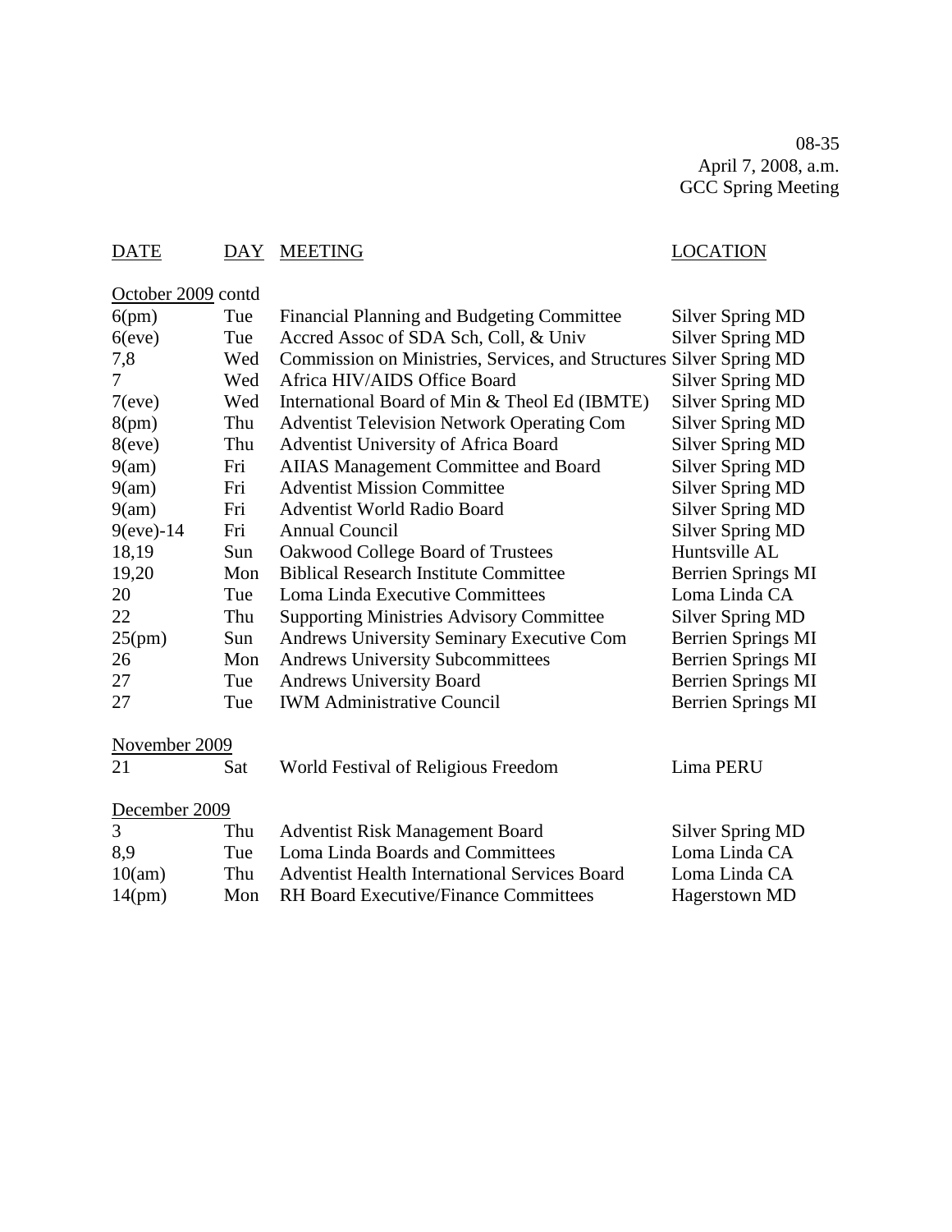08-35
April 7, 2008, a.m.
GCC Spring Meeting

| DATE | DAY | MEETING | LOCATION |
|---|---|---|---|
| October 2009 contd | | | |
| 6(pm) | Tue | Financial Planning and Budgeting Committee | Silver Spring MD |
| 6(eve) | Tue | Accred Assoc of SDA Sch, Coll, & Univ | Silver Spring MD |
| 7,8 | Wed | Commission on Ministries, Services, and Structures | Silver Spring MD |
| 7 | Wed | Africa HIV/AIDS Office Board | Silver Spring MD |
| 7(eve) | Wed | International Board of Min & Theol Ed (IBMTE) | Silver Spring MD |
| 8(pm) | Thu | Adventist Television Network Operating Com | Silver Spring MD |
| 8(eve) | Thu | Adventist University of Africa Board | Silver Spring MD |
| 9(am) | Fri | AIIAS Management Committee and Board | Silver Spring MD |
| 9(am) | Fri | Adventist Mission Committee | Silver Spring MD |
| 9(am) | Fri | Adventist World Radio Board | Silver Spring MD |
| 9(eve)-14 | Fri | Annual Council | Silver Spring MD |
| 18,19 | Sun | Oakwood College Board of Trustees | Huntsville AL |
| 19,20 | Mon | Biblical Research Institute Committee | Berrien Springs MI |
| 20 | Tue | Loma Linda Executive Committees | Loma Linda CA |
| 22 | Thu | Supporting Ministries Advisory Committee | Silver Spring MD |
| 25(pm) | Sun | Andrews University Seminary Executive Com | Berrien Springs MI |
| 26 | Mon | Andrews University Subcommittees | Berrien Springs MI |
| 27 | Tue | Andrews University Board | Berrien Springs MI |
| 27 | Tue | IWM Administrative Council | Berrien Springs MI |
| November 2009 | | | |
| 21 | Sat | World Festival of Religious Freedom | Lima PERU |
| December 2009 | | | |
| 3 | Thu | Adventist Risk Management Board | Silver Spring MD |
| 8,9 | Tue | Loma Linda Boards and Committees | Loma Linda CA |
| 10(am) | Thu | Adventist Health International Services Board | Loma Linda CA |
| 14(pm) | Mon | RH Board Executive/Finance Committees | Hagerstown MD |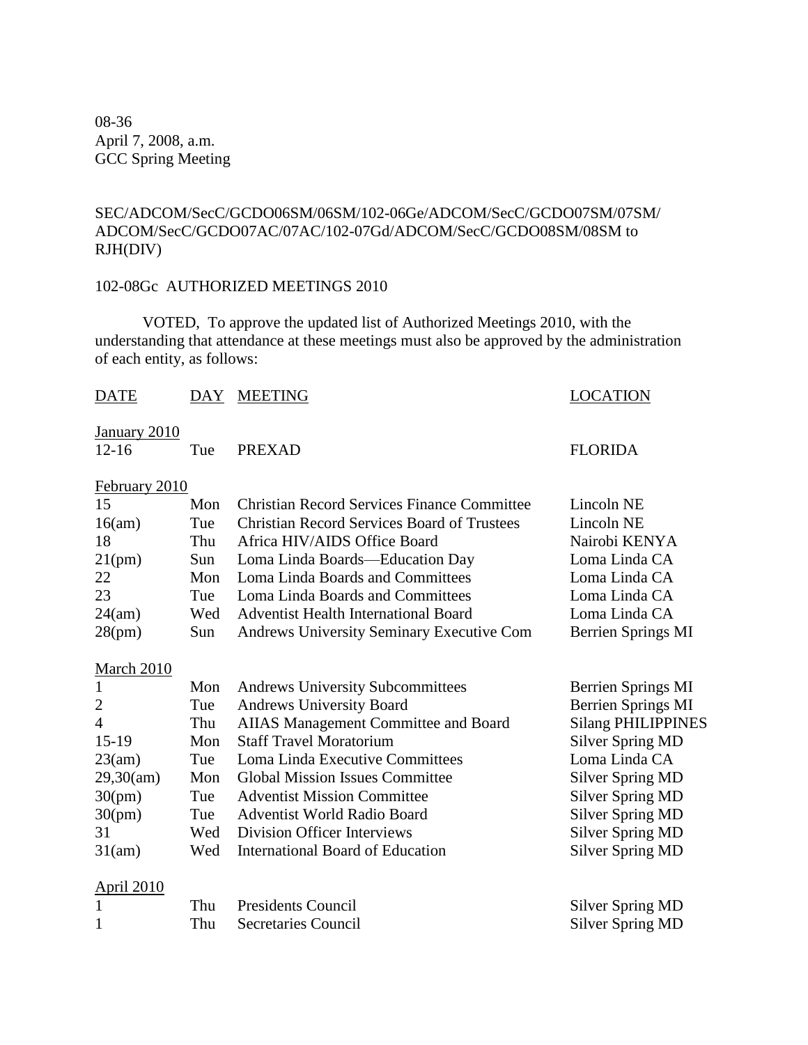08-36
April 7, 2008, a.m.
GCC Spring Meeting

SEC/ADCOM/SecC/GCDO06SM/06SM/102-06Ge/ADCOM/SecC/GCDO07SM/07SM/
ADCOM/SecC/GCDO07AC/07AC/102-07Gd/ADCOM/SecC/GCDO08SM/08SM to
RJH(DIV)

102-08Gc AUTHORIZED MEETINGS 2010

VOTED, To approve the updated list of Authorized Meetings 2010, with the understanding that attendance at these meetings must also be approved by the administration of each entity, as follows:

| DATE | DAY | MEETING | LOCATION |
|---|---|---|---|
| January 2010 | | | |
| 12-16 | Tue | PREXAD | FLORIDA |
| February 2010 | | | |
| 15 | Mon | Christian Record Services Finance Committee | Lincoln NE |
| 16(am) | Tue | Christian Record Services Board of Trustees | Lincoln NE |
| 18 | Thu | Africa HIV/AIDS Office Board | Nairobi KENYA |
| 21(pm) | Sun | Loma Linda Boards—Education Day | Loma Linda CA |
| 22 | Mon | Loma Linda Boards and Committees | Loma Linda CA |
| 23 | Tue | Loma Linda Boards and Committees | Loma Linda CA |
| 24(am) | Wed | Adventist Health International Board | Loma Linda CA |
| 28(pm) | Sun | Andrews University Seminary Executive Com | Berrien Springs MI |
| March 2010 | | | |
| 1 | Mon | Andrews University Subcommittees | Berrien Springs MI |
| 2 | Tue | Andrews University Board | Berrien Springs MI |
| 4 | Thu | AIIAS Management Committee and Board | Silang PHILIPPINES |
| 15-19 | Mon | Staff Travel Moratorium | Silver Spring MD |
| 23(am) | Tue | Loma Linda Executive Committees | Loma Linda CA |
| 29,30(am) | Mon | Global Mission Issues Committee | Silver Spring MD |
| 30(pm) | Tue | Adventist Mission Committee | Silver Spring MD |
| 30(pm) | Tue | Adventist World Radio Board | Silver Spring MD |
| 31 | Wed | Division Officer Interviews | Silver Spring MD |
| 31(am) | Wed | International Board of Education | Silver Spring MD |
| April 2010 | | | |
| 1 | Thu | Presidents Council | Silver Spring MD |
| 1 | Thu | Secretaries Council | Silver Spring MD |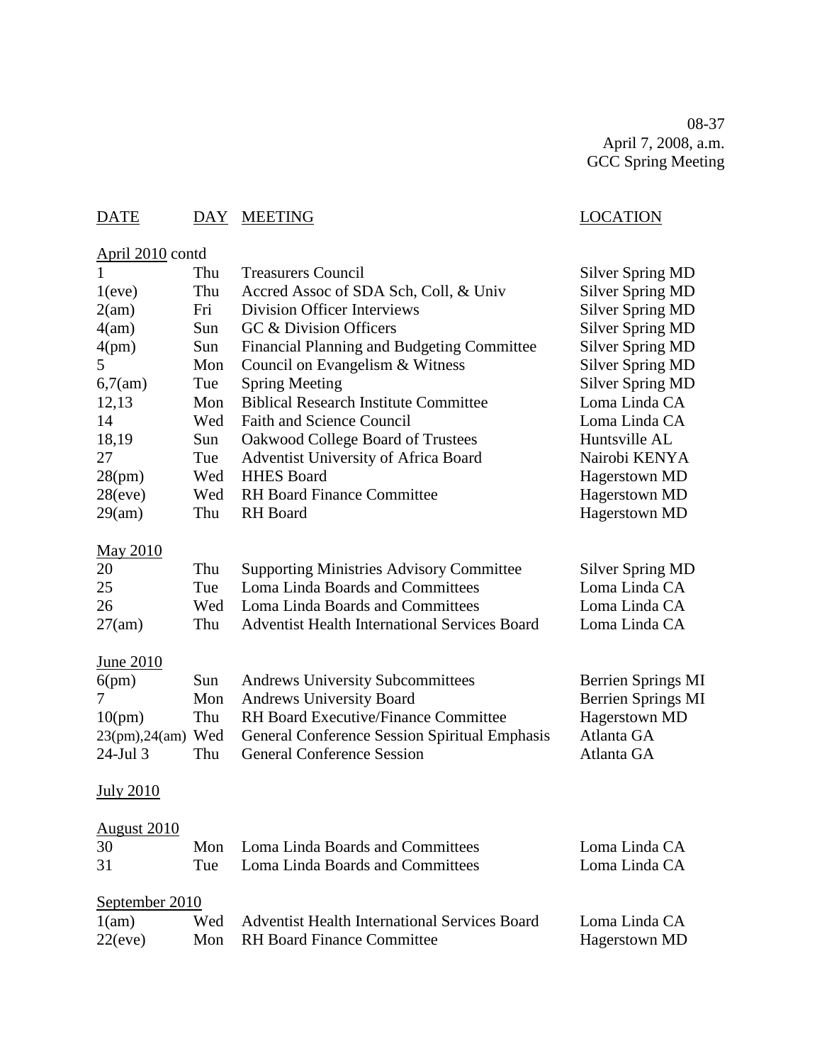08-37
April 7, 2008, a.m.
GCC Spring Meeting

| DATE | DAY | MEETING | LOCATION |
|---|---|---|---|
| April 2010 contd | | | |
| 1 | Thu | Treasurers Council | Silver Spring MD |
| 1(eve) | Thu | Accred Assoc of SDA Sch, Coll, & Univ | Silver Spring MD |
| 2(am) | Fri | Division Officer Interviews | Silver Spring MD |
| 4(am) | Sun | GC & Division Officers | Silver Spring MD |
| 4(pm) | Sun | Financial Planning and Budgeting Committee | Silver Spring MD |
| 5 | Mon | Council on Evangelism & Witness | Silver Spring MD |
| 6,7(am) | Tue | Spring Meeting | Silver Spring MD |
| 12,13 | Mon | Biblical Research Institute Committee | Loma Linda CA |
| 14 | Wed | Faith and Science Council | Loma Linda CA |
| 18,19 | Sun | Oakwood College Board of Trustees | Huntsville AL |
| 27 | Tue | Adventist University of Africa Board | Nairobi KENYA |
| 28(pm) | Wed | HHES Board | Hagerstown MD |
| 28(eve) | Wed | RH Board Finance Committee | Hagerstown MD |
| 29(am) | Thu | RH Board | Hagerstown MD |
| May 2010 | | | |
| 20 | Thu | Supporting Ministries Advisory Committee | Silver Spring MD |
| 25 | Tue | Loma Linda Boards and Committees | Loma Linda CA |
| 26 | Wed | Loma Linda Boards and Committees | Loma Linda CA |
| 27(am) | Thu | Adventist Health International Services Board | Loma Linda CA |
| June 2010 | | | |
| 6(pm) | Sun | Andrews University Subcommittees | Berrien Springs MI |
| 7 | Mon | Andrews University Board | Berrien Springs MI |
| 10(pm) | Thu | RH Board Executive/Finance Committee | Hagerstown MD |
| 23(pm),24(am) | Wed | General Conference Session Spiritual Emphasis | Atlanta GA |
| 24-Jul 3 | Thu | General Conference Session | Atlanta GA |
| July 2010 | | | |
| August 2010 | | | |
| 30 | Mon | Loma Linda Boards and Committees | Loma Linda CA |
| 31 | Tue | Loma Linda Boards and Committees | Loma Linda CA |
| September 2010 | | | |
| 1(am) | Wed | Adventist Health International Services Board | Loma Linda CA |
| 22(eve) | Mon | RH Board Finance Committee | Hagerstown MD |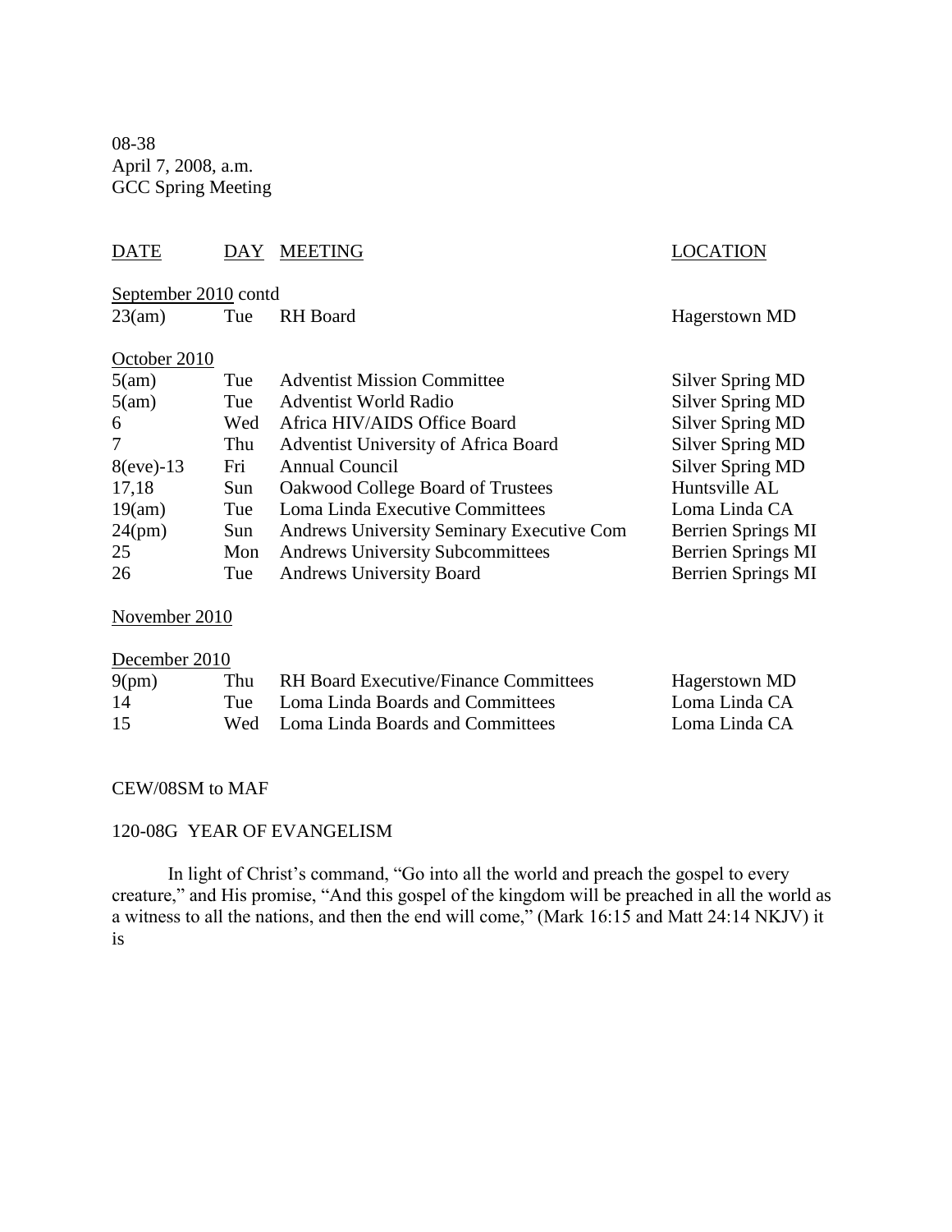08-38
April 7, 2008, a.m.
GCC Spring Meeting

| DATE | DAY | MEETING | LOCATION |
|---|---|---|---|
| September 2010 contd | | | |
| 23(am) | Tue | RH Board | Hagerstown MD |
| October 2010 | | | |
| 5(am) | Tue | Adventist Mission Committee | Silver Spring MD |
| 5(am) | Tue | Adventist World Radio | Silver Spring MD |
| 6 | Wed | Africa HIV/AIDS Office Board | Silver Spring MD |
| 7 | Thu | Adventist University of Africa Board | Silver Spring MD |
| 8(eve)-13 | Fri | Annual Council | Silver Spring MD |
| 17,18 | Sun | Oakwood College Board of Trustees | Huntsville AL |
| 19(am) | Tue | Loma Linda Executive Committees | Loma Linda CA |
| 24(pm) | Sun | Andrews University Seminary Executive Com | Berrien Springs MI |
| 25 | Mon | Andrews University Subcommittees | Berrien Springs MI |
| 26 | Tue | Andrews University Board | Berrien Springs MI |
| November 2010 | | | |
| December 2010 | | | |
| 9(pm) | Thu | RH Board Executive/Finance Committees | Hagerstown MD |
| 14 | Tue | Loma Linda Boards and Committees | Loma Linda CA |
| 15 | Wed | Loma Linda Boards and Committees | Loma Linda CA |

CEW/08SM to MAF

120-08G YEAR OF EVANGELISM

In light of Christ's command, "Go into all the world and preach the gospel to every creature," and His promise, "And this gospel of the kingdom will be preached in all the world as a witness to all the nations, and then the end will come," (Mark 16:15 and Matt 24:14 NKJV) it is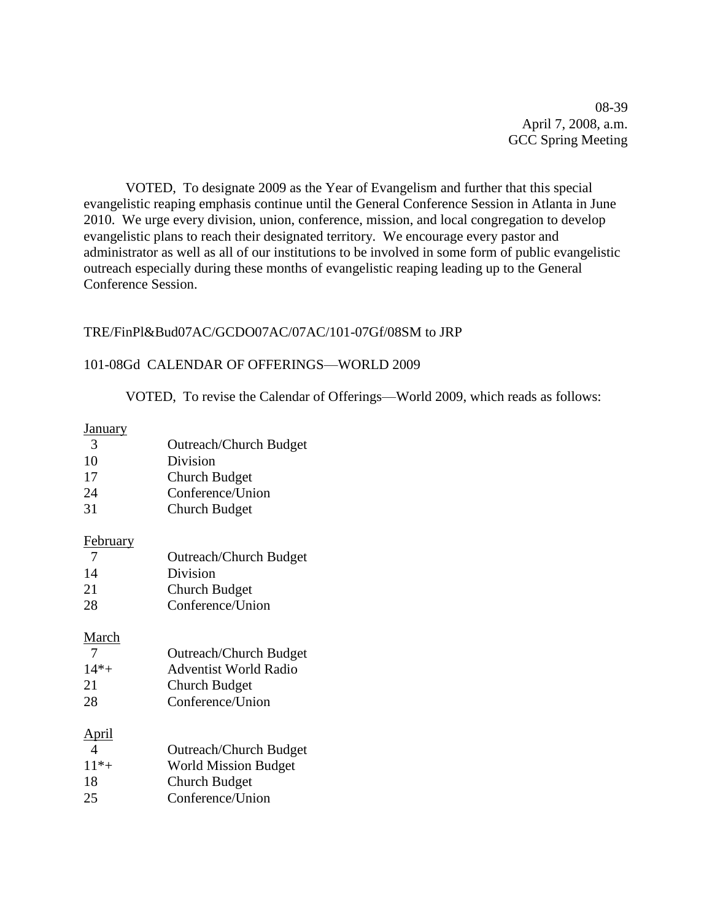08-39
April 7, 2008, a.m.
GCC Spring Meeting

VOTED, To designate 2009 as the Year of Evangelism and further that this special evangelistic reaping emphasis continue until the General Conference Session in Atlanta in June 2010. We urge every division, union, conference, mission, and local congregation to develop evangelistic plans to reach their designated territory. We encourage every pastor and administrator as well as all of our institutions to be involved in some form of public evangelistic outreach especially during these months of evangelistic reaping leading up to the General Conference Session.

TRE/FinPl&Bud07AC/GCDO07AC/07AC/101-07Gf/08SM to JRP

101-08Gd CALENDAR OF OFFERINGS—WORLD 2009

VOTED, To revise the Calendar of Offerings—World 2009, which reads as follows:

<u>January</u>

| | |
|---|---|
| 3 | Outreach/Church Budget |
| 10 | Division |
| 17 | Church Budget |
| 24 | Conference/Union |
| 31 | Church Budget |

<u>February</u>

| | |
|---|---|
| 7 | Outreach/Church Budget |
| 14 | Division |
| 21 | Church Budget |
| 28 | Conference/Union |

<u>March</u>

| | |
|---|---|
| 7 | Outreach/Church Budget |
| 14*+ | Adventist World Radio |
| 21 | Church Budget |
| 28 | Conference/Union |

<u>April</u>

| | |
|---|---|
| 4 | Outreach/Church Budget |
| 11*+ | World Mission Budget |
| 18 | Church Budget |
| 25 | Conference/Union |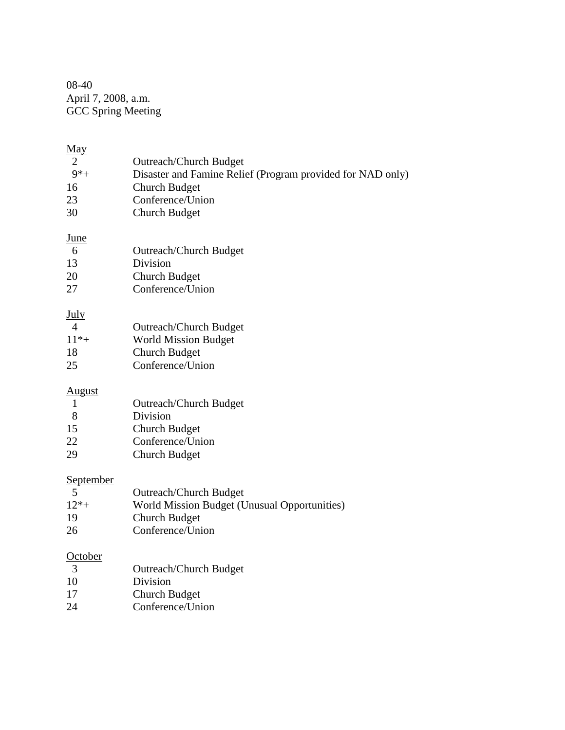08-40
April 7, 2008, a.m.
GCC Spring Meeting

<u>May</u>

| | |
|---|---|
| 2 | Outreach/Church Budget |
| 9*+ | Disaster and Famine Relief (Program provided for NAD only) |
| 16 | Church Budget |
| 23 | Conference/Union |
| 30 | Church Budget |

<u>June</u>

| | |
|---|---|
| 6 | Outreach/Church Budget |
| 13 | Division |
| 20 | Church Budget |
| 27 | Conference/Union |

<u>July</u>

| | |
|---|---|
| 4 | Outreach/Church Budget |
| 11*+ | World Mission Budget |
| 18 | Church Budget |
| 25 | Conference/Union |

<u>August</u>

| | |
|---|---|
| 1 | Outreach/Church Budget |
| 8 | Division |
| 15 | Church Budget |
| 22 | Conference/Union |
| 29 | Church Budget |

<u>September</u>

| | |
|---|---|
| 5 | Outreach/Church Budget |
| 12*+ | World Mission Budget (Unusual Opportunities) |
| 19 | Church Budget |
| 26 | Conference/Union |

<u>October</u>

| | |
|---|---|
| 3 | Outreach/Church Budget |
| 10 | Division |
| 17 | Church Budget |
| 24 | Conference/Union |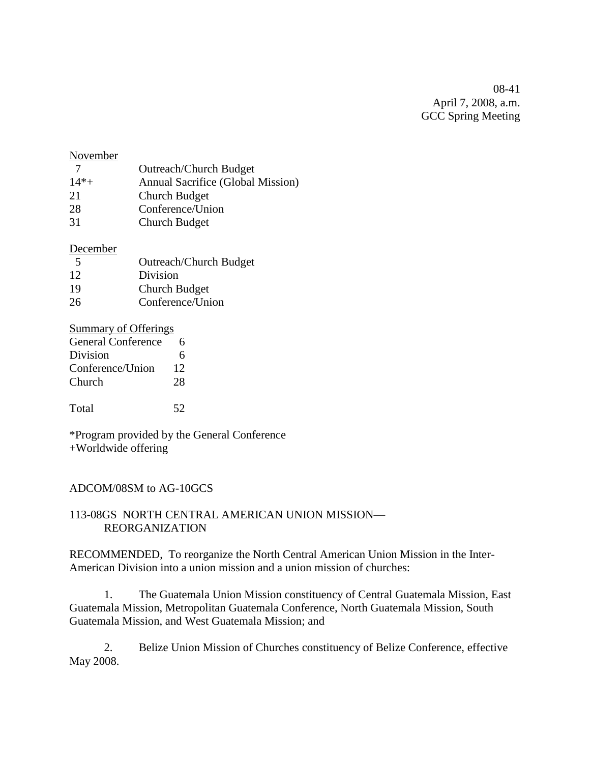08-41
April 7, 2008, a.m.
GCC Spring Meeting

November

| | |
|---|---|
| 7 | Outreach/Church Budget |
| 14*+ | Annual Sacrifice (Global Mission) |
| 21 | Church Budget |
| 28 | Conference/Union |
| 31 | Church Budget |

December

| | |
|---|---|
| 5 | Outreach/Church Budget |
| 12 | Division |
| 19 | Church Budget |
| 26 | Conference/Union |

Summary of Offerings

| | |
|---|---|
| General Conference | 6 |
| Division | 6 |
| Conference/Union | 12 |
| Church | 28 |
| | |
| Total | 52 |

*Program provided by the General Conference
+Worldwide offering

ADCOM/08SM to AG-10GCS

113-08GS NORTH CENTRAL AMERICAN UNION MISSION—REORGANIZATION

RECOMMENDED, To reorganize the North Central American Union Mission in the Inter-American Division into a union mission and a union mission of churches:

1. The Guatemala Union Mission constituency of Central Guatemala Mission, East Guatemala Mission, Metropolitan Guatemala Conference, North Guatemala Mission, South Guatemala Mission, and West Guatemala Mission; and

2. Belize Union Mission of Churches constituency of Belize Conference, effective May 2008.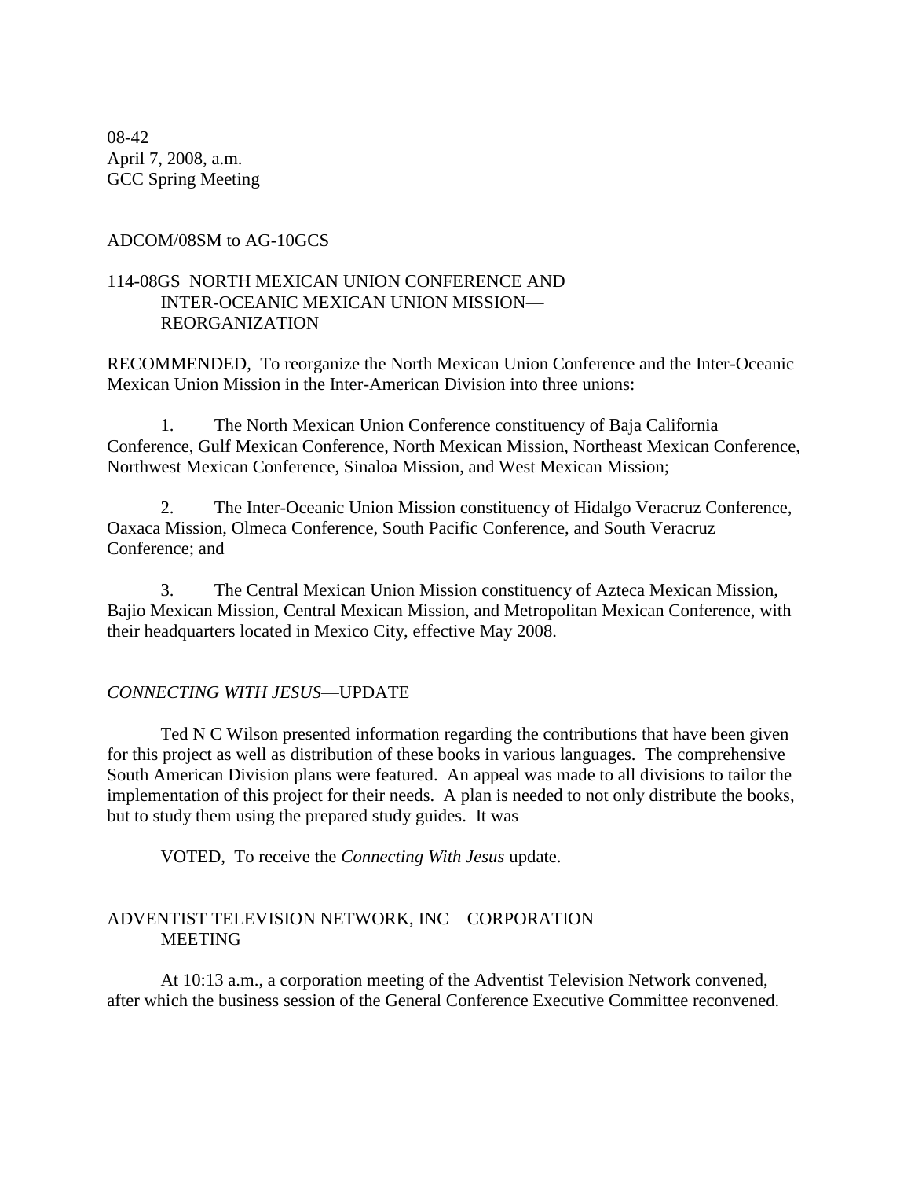08-42
April 7, 2008, a.m.
GCC Spring Meeting

ADCOM/08SM to AG-10GCS

114-08GS NORTH MEXICAN UNION CONFERENCE AND INTER-OCEANIC MEXICAN UNION MISSION—REORGANIZATION

RECOMMENDED, To reorganize the North Mexican Union Conference and the Inter-Oceanic Mexican Union Mission in the Inter-American Division into three unions:

1. The North Mexican Union Conference constituency of Baja California Conference, Gulf Mexican Conference, North Mexican Mission, Northeast Mexican Conference, Northwest Mexican Conference, Sinaloa Mission, and West Mexican Mission;

2. The Inter-Oceanic Union Mission constituency of Hidalgo Veracruz Conference, Oaxaca Mission, Olmeca Conference, South Pacific Conference, and South Veracruz Conference; and

3. The Central Mexican Union Mission constituency of Azteca Mexican Mission, Bajio Mexican Mission, Central Mexican Mission, and Metropolitan Mexican Conference, with their headquarters located in Mexico City, effective May 2008.

*CONNECTING WITH JESUS*—UPDATE

Ted N C Wilson presented information regarding the contributions that have been given for this project as well as distribution of these books in various languages. The comprehensive South American Division plans were featured. An appeal was made to all divisions to tailor the implementation of this project for their needs. A plan is needed to not only distribute the books, but to study them using the prepared study guides. It was

VOTED, To receive the *Connecting With Jesus* update.

ADVENTIST TELEVISION NETWORK, INC—CORPORATION MEETING

At 10:13 a.m., a corporation meeting of the Adventist Television Network convened, after which the business session of the General Conference Executive Committee reconvened.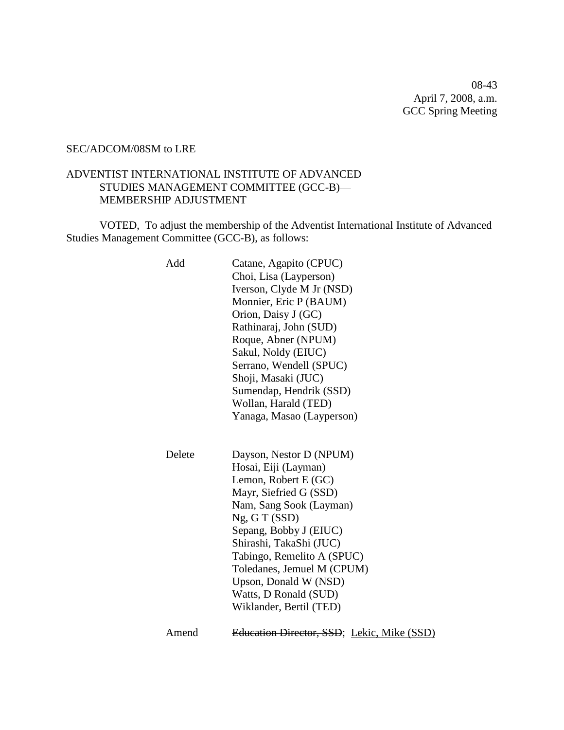08-43
April 7, 2008, a.m.
GCC Spring Meeting

SEC/ADCOM/08SM to LRE

ADVENTIST INTERNATIONAL INSTITUTE OF ADVANCED STUDIES MANAGEMENT COMMITTEE (GCC-B)—MEMBERSHIP ADJUSTMENT

VOTED, To adjust the membership of the Adventist International Institute of Advanced Studies Management Committee (GCC-B), as follows:

Add
- Catane, Agapito (CPUC)
- Choi, Lisa (Layperson)
- Iverson, Clyde M Jr (NSD)
- Monnier, Eric P (BAUM)
- Orion, Daisy J (GC)
- Rathinaraj, John (SUD)
- Roque, Abner (NPUM)
- Sakul, Noldy (EIUC)
- Serrano, Wendell (SPUC)
- Shoji, Masaki (JUC)
- Sumendap, Hendrik (SSD)
- Wollan, Harald (TED)
- Yanaga, Masao (Layperson)

Delete
- Dayson, Nestor D (NPUM)
- Hosai, Eiji (Layman)
- Lemon, Robert E (GC)
- Mayr, Siefried G (SSD)
- Nam, Sang Sook (Layman)
- Ng, G T (SSD)
- Sepang, Bobby J (EIUC)
- Shirashi, TakaShi (JUC)
- Tabingo, Remelito A (SPUC)
- Toledanes, Jemuel M (CPUM)
- Upson, Donald W (NSD)
- Watts, D Ronald (SUD)
- Wiklander, Bertil (TED)

Amend ~~Education Director, SSD~~; <u>Lekic, Mike (SSD)</u>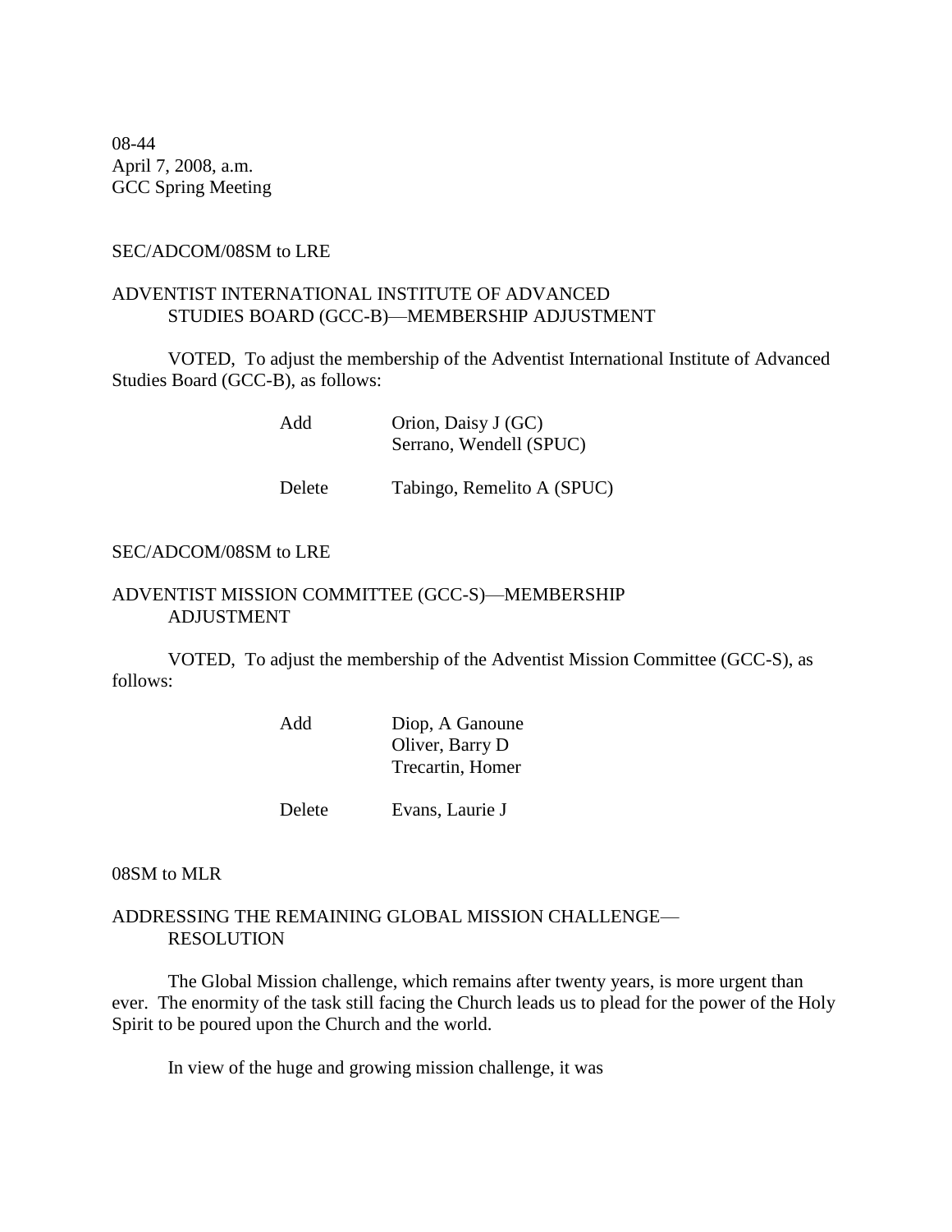08-44
April 7, 2008, a.m.
GCC Spring Meeting

SEC/ADCOM/08SM to LRE

ADVENTIST INTERNATIONAL INSTITUTE OF ADVANCED STUDIES BOARD (GCC-B)—MEMBERSHIP ADJUSTMENT

VOTED, To adjust the membership of the Adventist International Institute of Advanced Studies Board (GCC-B), as follows:

| | |
|---|---|
| Add | Orion, Daisy J (GC) |
| | Serrano, Wendell (SPUC) |
| Delete | Tabingo, Remelito A (SPUC) |

SEC/ADCOM/08SM to LRE

ADVENTIST MISSION COMMITTEE (GCC-S)—MEMBERSHIP ADJUSTMENT

VOTED, To adjust the membership of the Adventist Mission Committee (GCC-S), as follows:

| | |
|---|---|
| Add | Diop, A Ganoune |
| | Oliver, Barry D |
| | Trecartin, Homer |
| Delete | Evans, Laurie J |

08SM to MLR

ADDRESSING THE REMAINING GLOBAL MISSION CHALLENGE—RESOLUTION

The Global Mission challenge, which remains after twenty years, is more urgent than ever. The enormity of the task still facing the Church leads us to plead for the power of the Holy Spirit to be poured upon the Church and the world.

In view of the huge and growing mission challenge, it was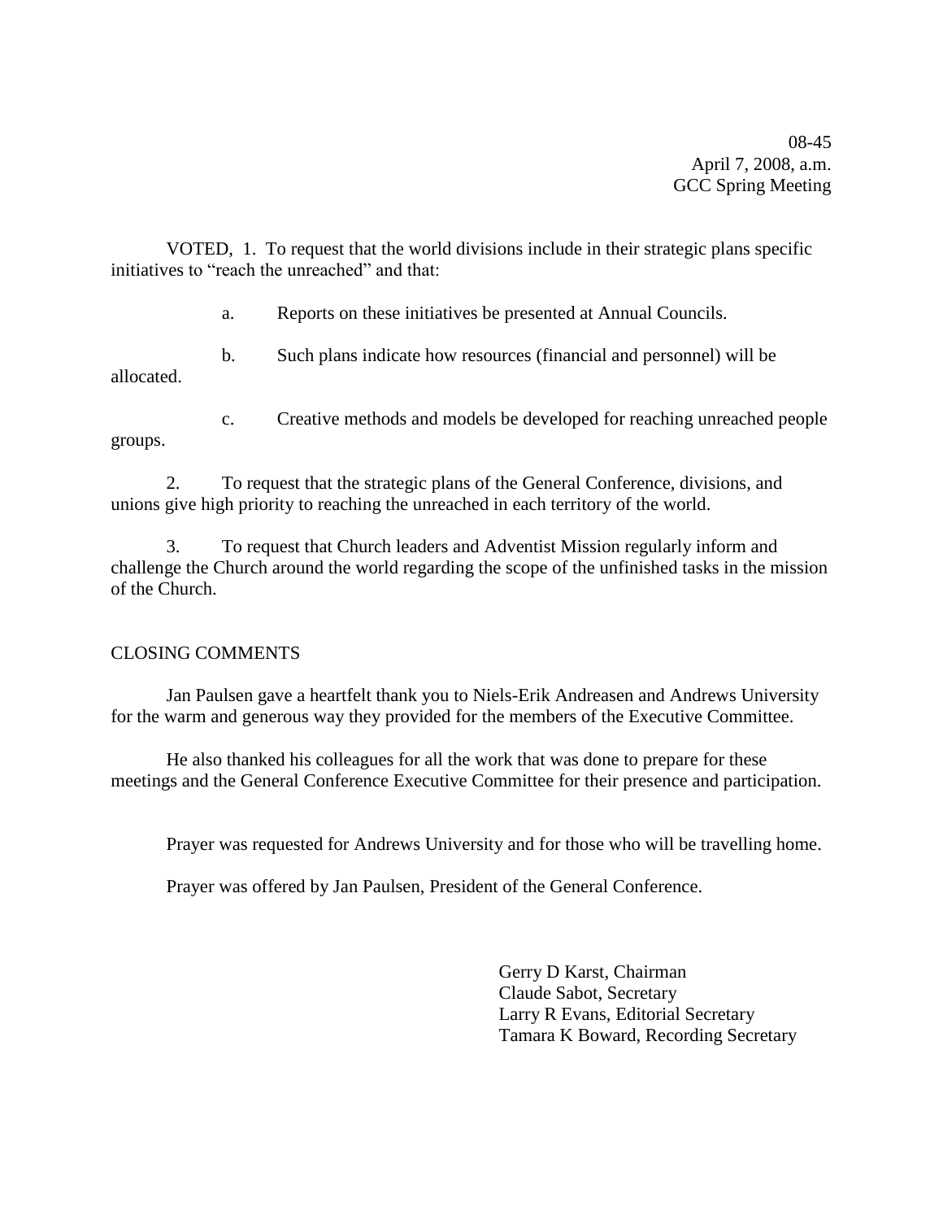08-45
April 7, 2008, a.m.
GCC Spring Meeting

VOTED, 1. To request that the world divisions include in their strategic plans specific initiatives to "reach the unreached" and that:

a. Reports on these initiatives be presented at Annual Councils.

b. Such plans indicate how resources (financial and personnel) will be allocated.

c. Creative methods and models be developed for reaching unreached people groups.

2. To request that the strategic plans of the General Conference, divisions, and unions give high priority to reaching the unreached in each territory of the world.

3. To request that Church leaders and Adventist Mission regularly inform and challenge the Church around the world regarding the scope of the unfinished tasks in the mission of the Church.

CLOSING COMMENTS

Jan Paulsen gave a heartfelt thank you to Niels-Erik Andreasen and Andrews University for the warm and generous way they provided for the members of the Executive Committee.

He also thanked his colleagues for all the work that was done to prepare for these meetings and the General Conference Executive Committee for their presence and participation.

Prayer was requested for Andrews University and for those who will be travelling home.

Prayer was offered by Jan Paulsen, President of the General Conference.

Gerry D Karst, Chairman
Claude Sabot, Secretary
Larry R Evans, Editorial Secretary
Tamara K Boward, Recording Secretary